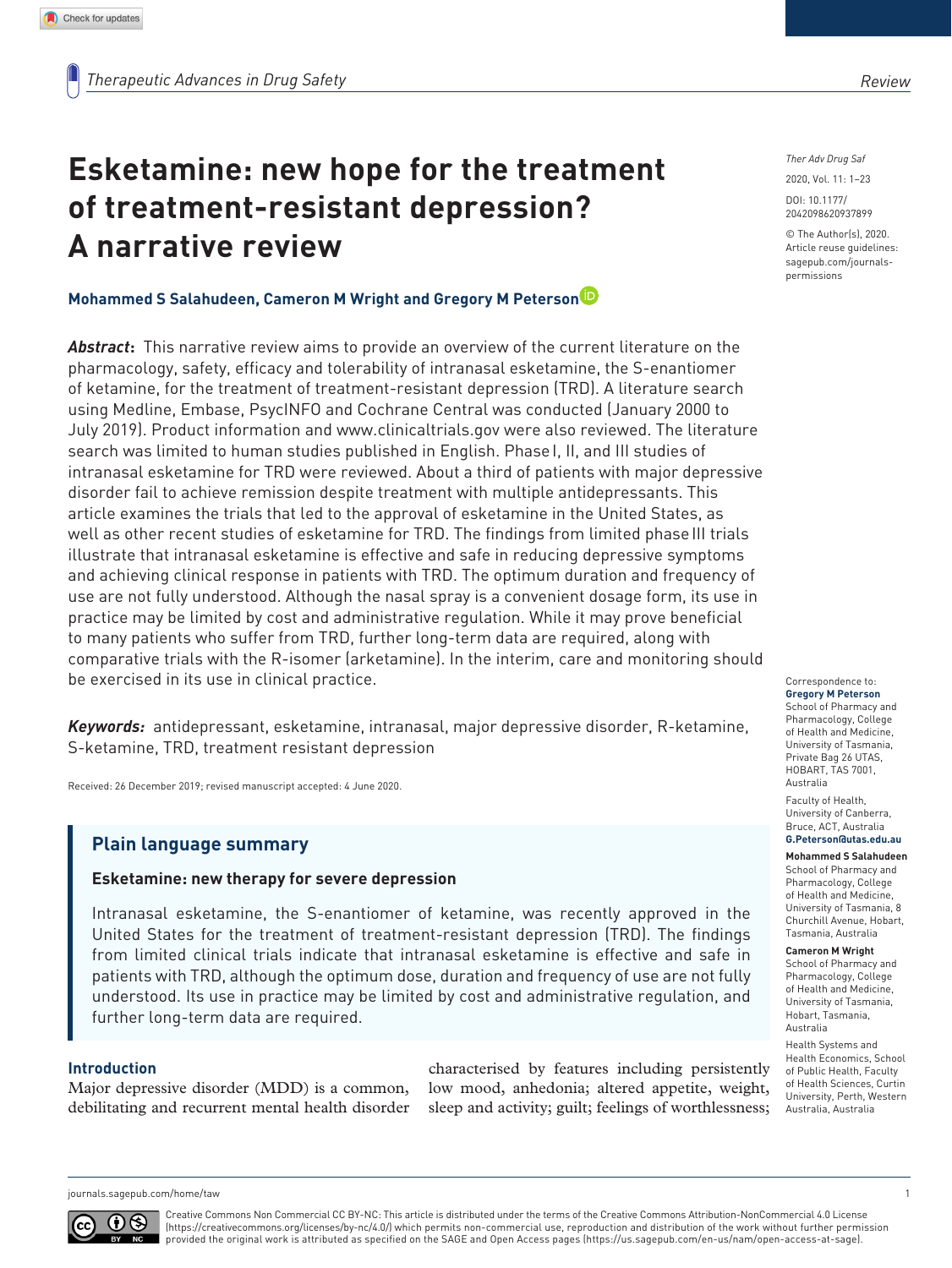# Esketamine: new hope for the treatment of treatment-resistant depression? A narrative review

**Mohammed S Salahudeen, Cameron M Wright and Gregory M Peterson**

***Abstract*:** This narrative review aims to provide an overview of the current literature on the pharmacology, safety, efficacy and tolerability of intranasal esketamine, the S-enantiomer of ketamine, for the treatment of treatment-resistant depression (TRD). A literature search using Medline, Embase, PsycINFO and Cochrane Central was conducted (January 2000 to July 2019). Product information and www.clinicaltrials.gov were also reviewed. The literature search was limited to human studies published in English. Phase I, II, and III studies of intranasal esketamine for TRD were reviewed. About a third of patients with major depressive disorder fail to achieve remission despite treatment with multiple antidepressants. This article examines the trials that led to the approval of esketamine in the United States, as well as other recent studies of esketamine for TRD. The findings from limited phase III trials illustrate that intranasal esketamine is effective and safe in reducing depressive symptoms and achieving clinical response in patients with TRD. The optimum duration and frequency of use are not fully understood. Although the nasal spray is a convenient dosage form, its use in practice may be limited by cost and administrative regulation. While it may prove beneficial to many patients who suffer from TRD, further long-term data are required, along with comparative trials with the R-isomer (arketamine). In the interim, care and monitoring should be exercised in its use in clinical practice.

***Keywords:*** antidepressant, esketamine, intranasal, major depressive disorder, R-ketamine, S-ketamine, TRD, treatment resistant depression

Received: 26 December 2019; revised manuscript accepted: 4 June 2020.

## Plain language summary

**Esketamine: new therapy for severe depression**

Intranasal esketamine, the S-enantiomer of ketamine, was recently approved in the United States for the treatment of treatment-resistant depression (TRD). The findings from limited clinical trials indicate that intranasal esketamine is effective and safe in patients with TRD, although the optimum dose, duration and frequency of use are not fully understood. Its use in practice may be limited by cost and administrative regulation, and further long-term data are required.

## Introduction

Major depressive disorder (MDD) is a common, debilitating and recurrent mental health disorder characterised by features including persistently low mood, anhedonia; altered appetite, weight, sleep and activity; guilt; feelings of worthlessness;

Correspondence to:
**Gregory M Peterson**
School of Pharmacy and Pharmacology, College of Health and Medicine, University of Tasmania, Private Bag 26 UTAS, HOBART, TAS 7001, Australia
Faculty of Health, University of Canberra, Bruce, ACT, Australia
**G.Peterson@utas.edu.au**

**Mohammed S Salahudeen**
School of Pharmacy and Pharmacology, College of Health and Medicine, University of Tasmania, 8 Churchill Avenue, Hobart, Tasmania, Australia

**Cameron M Wright**
School of Pharmacy and Pharmacology, College of Health and Medicine, University of Tasmania, Hobart, Tasmania, Australia
Health Systems and Health Economics, School of Public Health, Faculty of Health Sciences, Curtin University, Perth, Western Australia, Australia

Creative Commons Non Commercial CC BY-NC: This article is distributed under the terms of the Creative Commons Attribution-NonCommercial 4.0 License (https://creativecommons.org/licenses/by-nc/4.0/) which permits non-commercial use, reproduction and distribution of the work without further permission provided the original work is attributed as specified on the SAGE and Open Access pages (https://us.sagepub.com/en-us/nam/open-access-at-sage).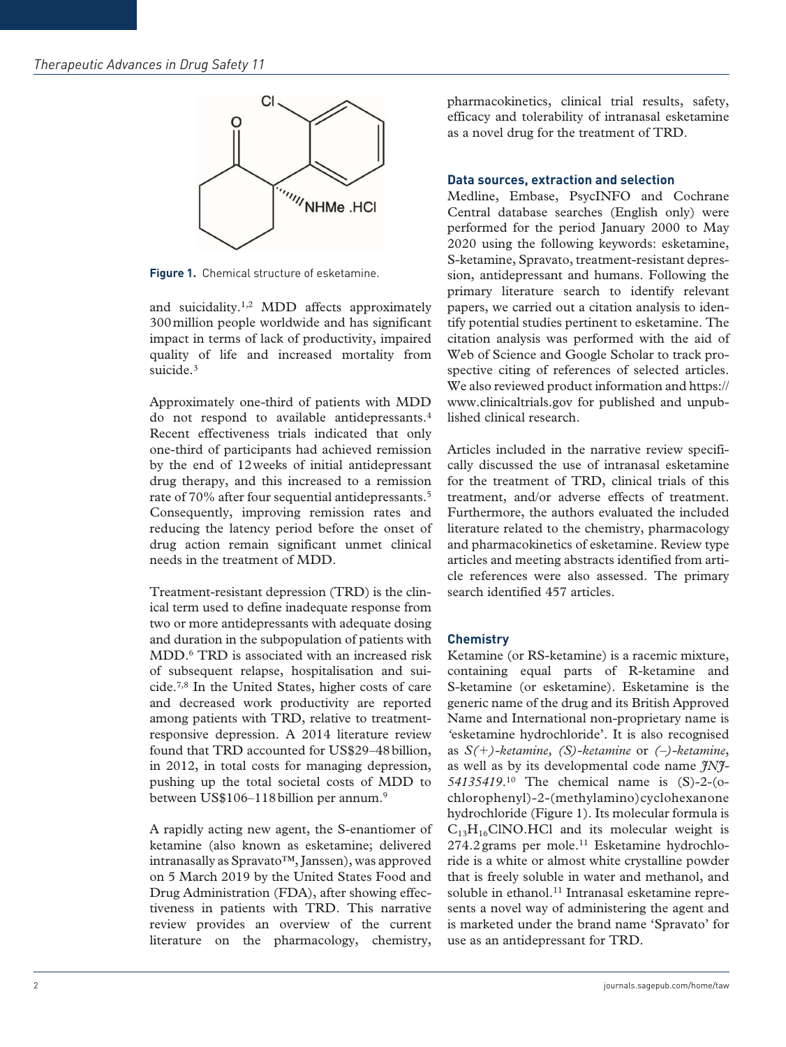Figure 1. Chemical structure of esketamine.

and suicidality.[1,2] MDD affects approximately 300 million people worldwide and has significant impact in terms of lack of productivity, impaired quality of life and increased mortality from suicide.[3]

Approximately one-third of patients with MDD do not respond to available antidepressants.[4] Recent effectiveness trials indicated that only one-third of participants had achieved remission by the end of 12 weeks of initial antidepressant drug therapy, and this increased to a remission rate of 70% after four sequential antidepressants.[5] Consequently, improving remission rates and reducing the latency period before the onset of drug action remain significant unmet clinical needs in the treatment of MDD.

Treatment-resistant depression (TRD) is the clinical term used to define inadequate response from two or more antidepressants with adequate dosing and duration in the subpopulation of patients with MDD.[6] TRD is associated with an increased risk of subsequent relapse, hospitalisation and suicide.[7,8] In the United States, higher costs of care and decreased work productivity are reported among patients with TRD, relative to treatment-responsive depression. A 2014 literature review found that TRD accounted for US$29–48 billion, in 2012, in total costs for managing depression, pushing up the total societal costs of MDD to between US$106–118 billion per annum.[9]

A rapidly acting new agent, the S-enantiomer of ketamine (also known as esketamine; delivered intranasally as Spravato™, Janssen), was approved on 5 March 2019 by the United States Food and Drug Administration (FDA), after showing effectiveness in patients with TRD. This narrative review provides an overview of the current literature on the pharmacology, chemistry, pharmacokinetics, clinical trial results, safety, efficacy and tolerability of intranasal esketamine as a novel drug for the treatment of TRD.

## Data sources, extraction and selection

Medline, Embase, PsycINFO and Cochrane Central database searches (English only) were performed for the period January 2000 to May 2020 using the following keywords: esketamine, S-ketamine, Spravato, treatment-resistant depression, antidepressant and humans. Following the primary literature search to identify relevant papers, we carried out a citation analysis to identify potential studies pertinent to esketamine. The citation analysis was performed with the aid of Web of Science and Google Scholar to track prospective citing of references of selected articles. We also reviewed product information and https://www.clinicaltrials.gov for published and unpublished clinical research.

Articles included in the narrative review specifically discussed the use of intranasal esketamine for the treatment of TRD, clinical trials of this treatment, and/or adverse effects of treatment. Furthermore, the authors evaluated the included literature related to the chemistry, pharmacology and pharmacokinetics of esketamine. Review type articles and meeting abstracts identified from article references were also assessed. The primary search identified 457 articles.

## Chemistry

Ketamine (or RS-ketamine) is a racemic mixture, containing equal parts of R-ketamine and S-ketamine (or esketamine). Esketamine is the generic name of the drug and its British Approved Name and International non-proprietary name is 'esketamine hydrochloride'. It is also recognised as *S(+)-ketamine, (S)-ketamine* or *(–)-ketamine*, as well as by its developmental code name *JNJ-54135419*.[10] The chemical name is (S)-2-(o-chlorophenyl)-2-(methylamino)cyclohexanone hydrochloride (Figure 1). Its molecular formula is $C_{13}H_{16}ClNO.HCl$ and its molecular weight is 274.2 grams per mole.[11] Esketamine hydrochloride is a white or almost white crystalline powder that is freely soluble in water and methanol, and soluble in ethanol.[11] Intranasal esketamine represents a novel way of administering the agent and is marketed under the brand name 'Spravato' for use as an antidepressant for TRD.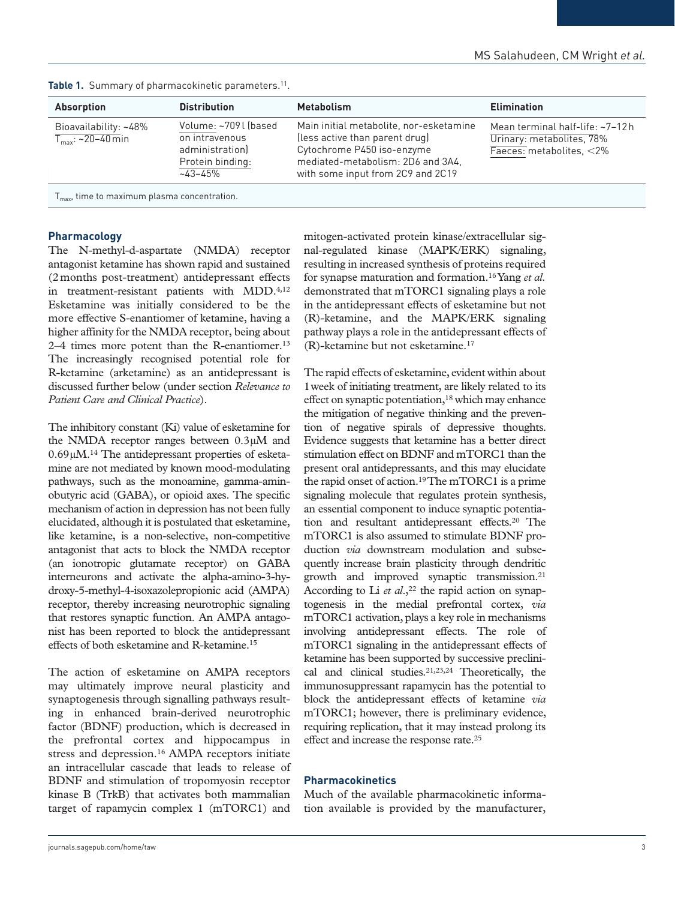**Table 1.** Summary of pharmacokinetic parameters.[11].

| Absorption | Distribution | Metabolism | Elimination |
|---|---|---|---|
| Bioavailability: ~48%<br>$T_{max}$: ~20–40 min | Volume: ~709 l (based on intravenous administration)<br>Protein binding: ~43–45% | Main initial metabolite, nor-esketamine (less active than parent drug)<br>Cytochrome P450 iso-enzyme mediated-metabolism: 2D6 and 3A4, with some input from 2C9 and 2C19 | Mean terminal half-life: ~7–12 h<br>Urinary: metabolites, 78%<br>Faeces: metabolites, <2% |

$T_{max}$, time to maximum plasma concentration.

## Pharmacology

The N-methyl-d-aspartate (NMDA) receptor antagonist ketamine has shown rapid and sustained (2 months post-treatment) antidepressant effects in treatment-resistant patients with MDD.[4,12] Esketamine was initially considered to be the more effective S-enantiomer of ketamine, having a higher affinity for the NMDA receptor, being about 2–4 times more potent than the R-enantiomer.[13] The increasingly recognised potential role for R-ketamine (arketamine) as an antidepressant is discussed further below (under section *Relevance to Patient Care and Clinical Practice*).

The inhibitory constant (Ki) value of esketamine for the NMDA receptor ranges between 0.3 μM and 0.69 μM.[14] The antidepressant properties of esketamine are not mediated by known mood-modulating pathways, such as the monoamine, gamma-aminobutyric acid (GABA), or opioid axes. The specific mechanism of action in depression has not been fully elucidated, although it is postulated that esketamine, like ketamine, is a non-selective, non-competitive antagonist that acts to block the NMDA receptor (an ionotropic glutamate receptor) on GABA interneurons and activate the alpha-amino-3-hydroxy-5-methyl-4-isoxazolepropionic acid (AMPA) receptor, thereby increasing neurotrophic signaling that restores synaptic function. An AMPA antagonist has been reported to block the antidepressant effects of both esketamine and R-ketamine.[15]

The action of esketamine on AMPA receptors may ultimately improve neural plasticity and synaptogenesis through signalling pathways resulting in enhanced brain-derived neurotrophic factor (BDNF) production, which is decreased in the prefrontal cortex and hippocampus in stress and depression.[16] AMPA receptors initiate an intracellular cascade that leads to release of BDNF and stimulation of tropomyosin receptor kinase B (TrkB) that activates both mammalian target of rapamycin complex 1 (mTORC1) and mitogen-activated protein kinase/extracellular signal-regulated kinase (MAPK/ERK) signaling, resulting in increased synthesis of proteins required for synapse maturation and formation.[16] Yang *et al.* demonstrated that mTORC1 signaling plays a role in the antidepressant effects of esketamine but not (R)-ketamine, and the MAPK/ERK signaling pathway plays a role in the antidepressant effects of (R)-ketamine but not esketamine.[17]

The rapid effects of esketamine, evident within about 1 week of initiating treatment, are likely related to its effect on synaptic potentiation,[18] which may enhance the mitigation of negative thinking and the prevention of negative spirals of depressive thoughts. Evidence suggests that ketamine has a better direct stimulation effect on BDNF and mTORC1 than the present oral antidepressants, and this may elucidate the rapid onset of action.[19] The mTORC1 is a prime signaling molecule that regulates protein synthesis, an essential component to induce synaptic potentiation and resultant antidepressant effects.[20] The mTORC1 is also assumed to stimulate BDNF production *via* downstream modulation and subsequently increase brain plasticity through dendritic growth and improved synaptic transmission.[21] According to Li *et al.*,[22] the rapid action on synaptogenesis in the medial prefrontal cortex, *via* mTORC1 activation, plays a key role in mechanisms involving antidepressant effects. The role of mTORC1 signaling in the antidepressant effects of ketamine has been supported by successive preclinical and clinical studies.[21,23,24] Theoretically, the immunosuppressant rapamycin has the potential to block the antidepressant effects of ketamine *via* mTORC1; however, there is preliminary evidence, requiring replication, that it may instead prolong its effect and increase the response rate.[25]

## Pharmacokinetics

Much of the available pharmacokinetic information available is provided by the manufacturer,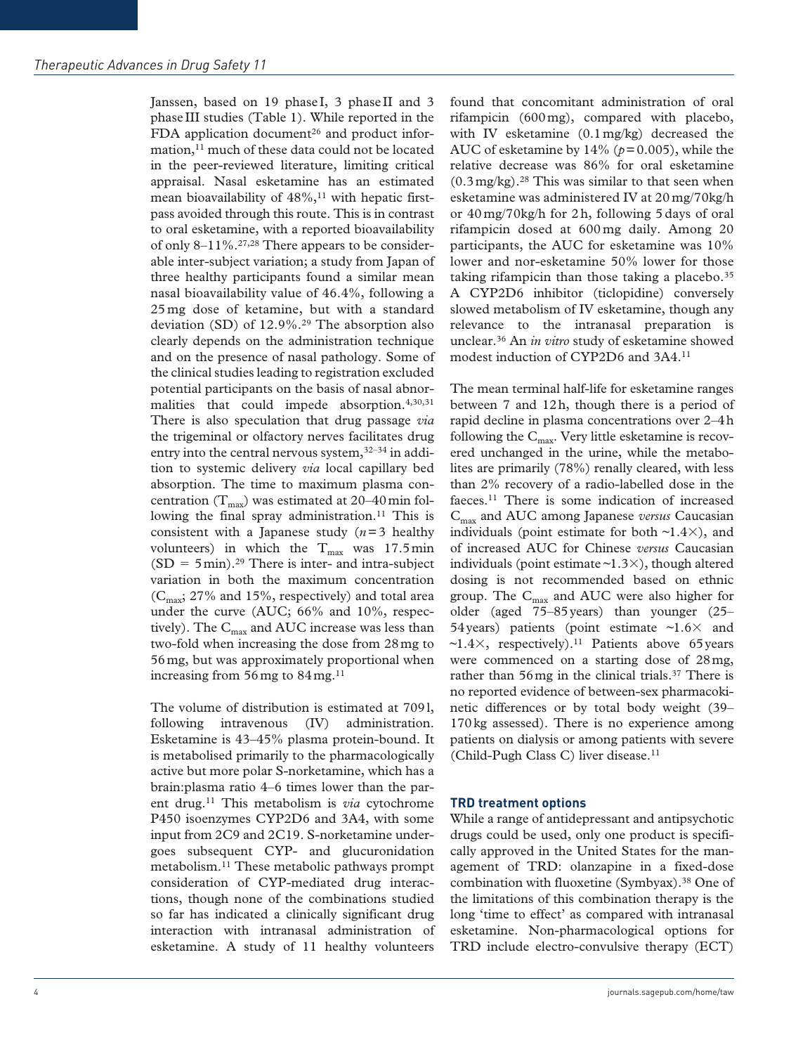Janssen, based on 19 phase I, 3 phase II and 3 phase III studies (Table 1). While reported in the FDA application document[26] and product information,[11] much of these data could not be located in the peer-reviewed literature, limiting critical appraisal. Nasal esketamine has an estimated mean bioavailability of 48%,[11] with hepatic first-pass avoided through this route. This is in contrast to oral esketamine, with a reported bioavailability of only 8–11%.[27,28] There appears to be considerable inter-subject variation; a study from Japan of three healthy participants found a similar mean nasal bioavailability value of 46.4%, following a 25 mg dose of ketamine, but with a standard deviation (SD) of 12.9%.[29] The absorption also clearly depends on the administration technique and on the presence of nasal pathology. Some of the clinical studies leading to registration excluded potential participants on the basis of nasal abnormalities that could impede absorption.[4,30,31] There is also speculation that drug passage *via* the trigeminal or olfactory nerves facilitates drug entry into the central nervous system,[32–34] in addition to systemic delivery *via* local capillary bed absorption. The time to maximum plasma concentration ($T_{max}$) was estimated at 20–40 min following the final spray administration.[11] This is consistent with a Japanese study ($n = 3$ healthy volunteers) in which the $T_{max}$ was 17.5 min (SD = 5 min).[29] There is inter- and intra-subject variation in both the maximum concentration ($C_{max}$; 27% and 15%, respectively) and total area under the curve (AUC; 66% and 10%, respectively). The $C_{max}$ and AUC increase was less than two-fold when increasing the dose from 28 mg to 56 mg, but was approximately proportional when increasing from 56 mg to 84 mg.[11]

The volume of distribution is estimated at 709 l, following intravenous (IV) administration. Esketamine is 43–45% plasma protein-bound. It is metabolised primarily to the pharmacologically active but more polar S-norketamine, which has a brain:plasma ratio 4–6 times lower than the parent drug.[11] This metabolism is *via* cytochrome P450 isoenzymes CYP2D6 and 3A4, with some input from 2C9 and 2C19. S-norketamine undergoes subsequent CYP- and glucuronidation metabolism.[11] These metabolic pathways prompt consideration of CYP-mediated drug interactions, though none of the combinations studied so far has indicated a clinically significant drug interaction with intranasal administration of esketamine. A study of 11 healthy volunteers found that concomitant administration of oral rifampicin (600 mg), compared with placebo, with IV esketamine (0.1 mg/kg) decreased the AUC of esketamine by 14% ($p = 0.005$), while the relative decrease was 86% for oral esketamine (0.3 mg/kg).[28] This was similar to that seen when esketamine was administered IV at 20 mg/70kg/h or 40 mg/70kg/h for 2 h, following 5 days of oral rifampicin dosed at 600 mg daily. Among 20 participants, the AUC for esketamine was 10% lower and nor-esketamine 50% lower for those taking rifampicin than those taking a placebo.[35] A CYP2D6 inhibitor (ticlopidine) conversely slowed metabolism of IV esketamine, though any relevance to the intranasal preparation is unclear.[36] An *in vitro* study of esketamine showed modest induction of CYP2D6 and 3A4.[11]

The mean terminal half-life for esketamine ranges between 7 and 12 h, though there is a period of rapid decline in plasma concentrations over 2–4 h following the $C_{max}$. Very little esketamine is recovered unchanged in the urine, while the metabolites are primarily (78%) renally cleared, with less than 2% recovery of a radio-labelled dose in the faeces.[11] There is some indication of increased $C_{max}$ and AUC among Japanese *versus* Caucasian individuals (point estimate for both ~1.4×), and of increased AUC for Chinese *versus* Caucasian individuals (point estimate ~1.3×), though altered dosing is not recommended based on ethnic group. The $C_{max}$ and AUC were also higher for older (aged 75–85 years) than younger (25–54 years) patients (point estimate ~1.6× and ~1.4×, respectively).[11] Patients above 65 years were commenced on a starting dose of 28 mg, rather than 56 mg in the clinical trials.[37] There is no reported evidence of between-sex pharmacokinetic differences or by total body weight (39–170 kg assessed). There is no experience among patients on dialysis or among patients with severe (Child-Pugh Class C) liver disease.[11]

## TRD treatment options

While a range of antidepressant and antipsychotic drugs could be used, only one product is specifically approved in the United States for the management of TRD: olanzapine in a fixed-dose combination with fluoxetine (Symbyax).[38] One of the limitations of this combination therapy is the long 'time to effect' as compared with intranasal esketamine. Non-pharmacological options for TRD include electro-convulsive therapy (ECT)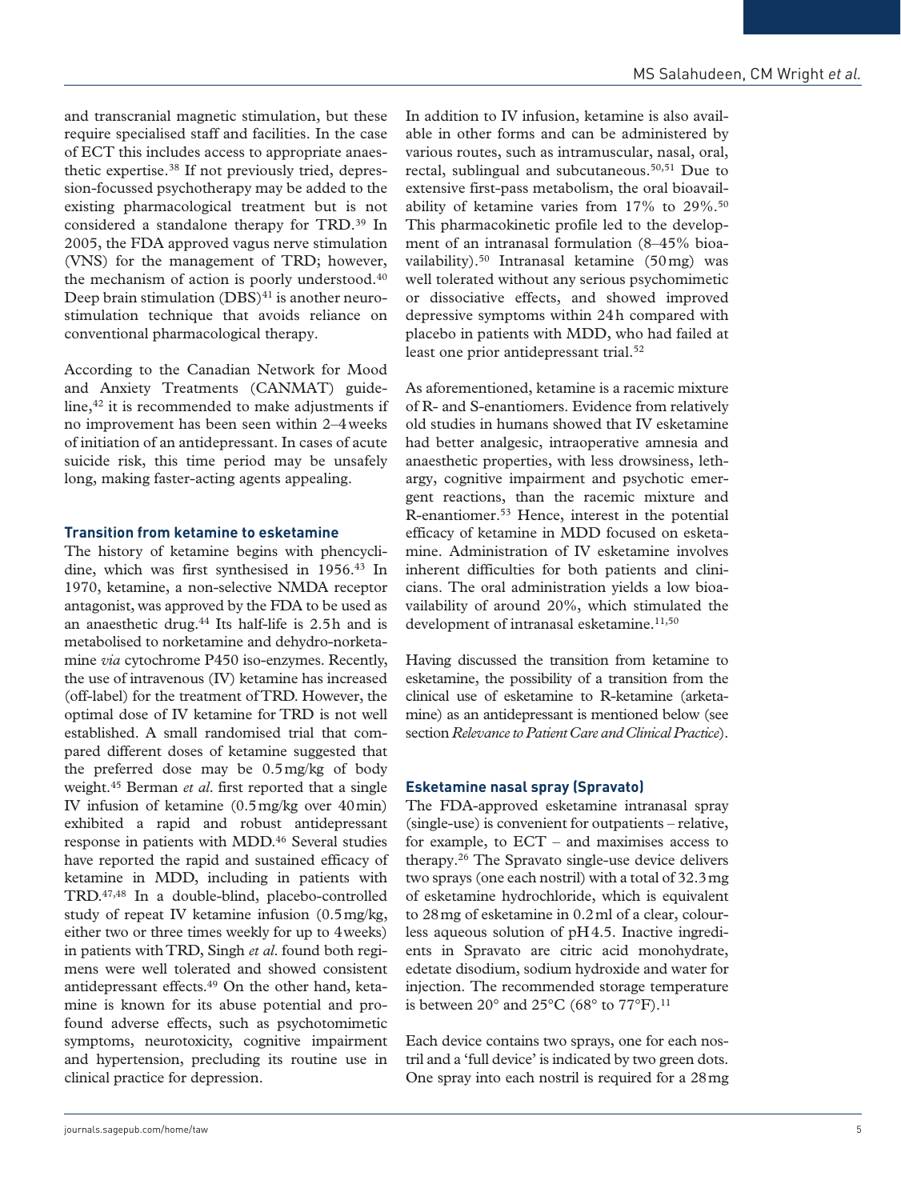and transcranial magnetic stimulation, but these require specialised staff and facilities. In the case of ECT this includes access to appropriate anaesthetic expertise.[38] If not previously tried, depression-focussed psychotherapy may be added to the existing pharmacological treatment but is not considered a standalone therapy for TRD.[39] In 2005, the FDA approved vagus nerve stimulation (VNS) for the management of TRD; however, the mechanism of action is poorly understood.[40] Deep brain stimulation (DBS)[41] is another neurostimulation technique that avoids reliance on conventional pharmacological therapy.

According to the Canadian Network for Mood and Anxiety Treatments (CANMAT) guideline,[42] it is recommended to make adjustments if no improvement has been seen within 2–4 weeks of initiation of an antidepressant. In cases of acute suicide risk, this time period may be unsafely long, making faster-acting agents appealing.

### Transition from ketamine to esketamine

The history of ketamine begins with phencyclidine, which was first synthesised in 1956.[43] In 1970, ketamine, a non-selective NMDA receptor antagonist, was approved by the FDA to be used as an anaesthetic drug.[44] Its half-life is 2.5 h and is metabolised to norketamine and dehydro-norketamine *via* cytochrome P450 iso-enzymes. Recently, the use of intravenous (IV) ketamine has increased (off-label) for the treatment of TRD. However, the optimal dose of IV ketamine for TRD is not well established. A small randomised trial that compared different doses of ketamine suggested that the preferred dose may be 0.5 mg/kg of body weight.[45] Berman *et al*. first reported that a single IV infusion of ketamine (0.5 mg/kg over 40 min) exhibited a rapid and robust antidepressant response in patients with MDD.[46] Several studies have reported the rapid and sustained efficacy of ketamine in MDD, including in patients with TRD.[47,48] In a double-blind, placebo-controlled study of repeat IV ketamine infusion (0.5 mg/kg, either two or three times weekly for up to 4 weeks) in patients with TRD, Singh *et al*. found both regimens were well tolerated and showed consistent antidepressant effects.[49] On the other hand, ketamine is known for its abuse potential and profound adverse effects, such as psychotomimetic symptoms, neurotoxicity, cognitive impairment and hypertension, precluding its routine use in clinical practice for depression.

In addition to IV infusion, ketamine is also available in other forms and can be administered by various routes, such as intramuscular, nasal, oral, rectal, sublingual and subcutaneous.[50,51] Due to extensive first-pass metabolism, the oral bioavailability of ketamine varies from 17% to 29%.[50] This pharmacokinetic profile led to the development of an intranasal formulation (8–45% bioavailability).[50] Intranasal ketamine (50 mg) was well tolerated without any serious psychomimetic or dissociative effects, and showed improved depressive symptoms within 24 h compared with placebo in patients with MDD, who had failed at least one prior antidepressant trial.[52]

As aforementioned, ketamine is a racemic mixture of R- and S-enantiomers. Evidence from relatively old studies in humans showed that IV esketamine had better analgesic, intraoperative amnesia and anaesthetic properties, with less drowsiness, lethargy, cognitive impairment and psychotic emergent reactions, than the racemic mixture and R-enantiomer.[53] Hence, interest in the potential efficacy of ketamine in MDD focused on esketamine. Administration of IV esketamine involves inherent difficulties for both patients and clinicians. The oral administration yields a low bioavailability of around 20%, which stimulated the development of intranasal esketamine.[11,50]

Having discussed the transition from ketamine to esketamine, the possibility of a transition from the clinical use of esketamine to R-ketamine (arketamine) as an antidepressant is mentioned below (see section *Relevance to Patient Care and Clinical Practice*).

### Esketamine nasal spray (Spravato)

The FDA-approved esketamine intranasal spray (single-use) is convenient for outpatients – relative, for example, to ECT – and maximises access to therapy.[26] The Spravato single-use device delivers two sprays (one each nostril) with a total of 32.3 mg of esketamine hydrochloride, which is equivalent to 28 mg of esketamine in 0.2 ml of a clear, colourless aqueous solution of pH 4.5. Inactive ingredients in Spravato are citric acid monohydrate, edetate disodium, sodium hydroxide and water for injection. The recommended storage temperature is between 20° and 25°C (68° to 77°F).[11]

Each device contains two sprays, one for each nostril and a 'full device' is indicated by two green dots. One spray into each nostril is required for a 28 mg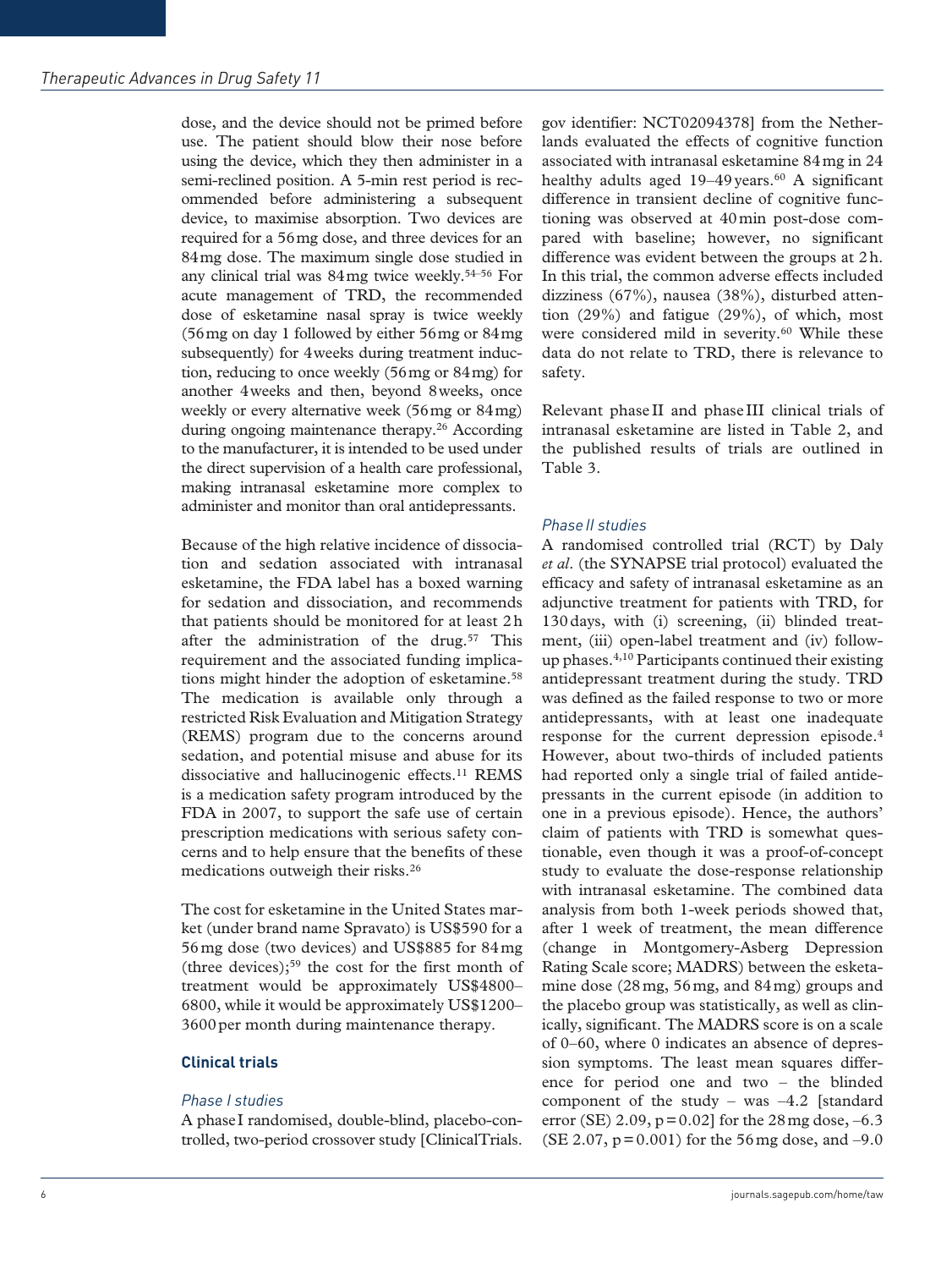dose, and the device should not be primed before use. The patient should blow their nose before using the device, which they then administer in a semi-reclined position. A 5-min rest period is recommended before administering a subsequent device, to maximise absorption. Two devices are required for a 56 mg dose, and three devices for an 84 mg dose. The maximum single dose studied in any clinical trial was 84 mg twice weekly.[54–56] For acute management of TRD, the recommended dose of esketamine nasal spray is twice weekly (56 mg on day 1 followed by either 56 mg or 84 mg subsequently) for 4 weeks during treatment induction, reducing to once weekly (56 mg or 84 mg) for another 4 weeks and then, beyond 8 weeks, once weekly or every alternative week (56 mg or 84 mg) during ongoing maintenance therapy.[26] According to the manufacturer, it is intended to be used under the direct supervision of a health care professional, making intranasal esketamine more complex to administer and monitor than oral antidepressants.

Because of the high relative incidence of dissociation and sedation associated with intranasal esketamine, the FDA label has a boxed warning for sedation and dissociation, and recommends that patients should be monitored for at least 2 h after the administration of the drug.[57] This requirement and the associated funding implications might hinder the adoption of esketamine.[58] The medication is available only through a restricted Risk Evaluation and Mitigation Strategy (REMS) program due to the concerns around sedation, and potential misuse and abuse for its dissociative and hallucinogenic effects.[11] REMS is a medication safety program introduced by the FDA in 2007, to support the safe use of certain prescription medications with serious safety concerns and to help ensure that the benefits of these medications outweigh their risks.[26]

The cost for esketamine in the United States market (under brand name Spravato) is US$590 for a 56 mg dose (two devices) and US$885 for 84 mg (three devices);[59] the cost for the first month of treatment would be approximately US$4800–6800, while it would be approximately US$1200–3600 per month during maintenance therapy.

## Clinical trials

### *Phase I studies*

A phase I randomised, double-blind, placebo-controlled, two-period crossover study [ClinicalTrials.gov identifier: NCT02094378] from the Netherlands evaluated the effects of cognitive function associated with intranasal esketamine 84 mg in 24 healthy adults aged 19–49 years.[60] A significant difference in transient decline of cognitive functioning was observed at 40 min post-dose compared with baseline; however, no significant difference was evident between the groups at 2 h. In this trial, the common adverse effects included dizziness (67%), nausea (38%), disturbed attention (29%) and fatigue (29%), of which, most were considered mild in severity.[60] While these data do not relate to TRD, there is relevance to safety.

Relevant phase II and phase III clinical trials of intranasal esketamine are listed in Table 2, and the published results of trials are outlined in Table 3.

### *Phase II studies*

A randomised controlled trial (RCT) by Daly *et al*. (the SYNAPSE trial protocol) evaluated the efficacy and safety of intranasal esketamine as an adjunctive treatment for patients with TRD, for 130 days, with (i) screening, (ii) blinded treatment, (iii) open-label treatment and (iv) follow-up phases.[4,10] Participants continued their existing antidepressant treatment during the study. TRD was defined as the failed response to two or more antidepressants, with at least one inadequate response for the current depression episode.[4] However, about two-thirds of included patients had reported only a single trial of failed antidepressants in the current episode (in addition to one in a previous episode). Hence, the authors' claim of patients with TRD is somewhat questionable, even though it was a proof-of-concept study to evaluate the dose-response relationship with intranasal esketamine. The combined data analysis from both 1-week periods showed that, after 1 week of treatment, the mean difference (change in Montgomery-Asberg Depression Rating Scale score; MADRS) between the esketamine dose (28 mg, 56 mg, and 84 mg) groups and the placebo group was statistically, as well as clinically, significant. The MADRS score is on a scale of 0–60, where 0 indicates an absence of depression symptoms. The least mean squares difference for period one and two – the blinded component of the study – was –4.2 [standard error (SE) 2.09, $p = 0.02$] for the 28 mg dose, –6.3 (SE 2.07, $p = 0.001$) for the 56 mg dose, and –9.0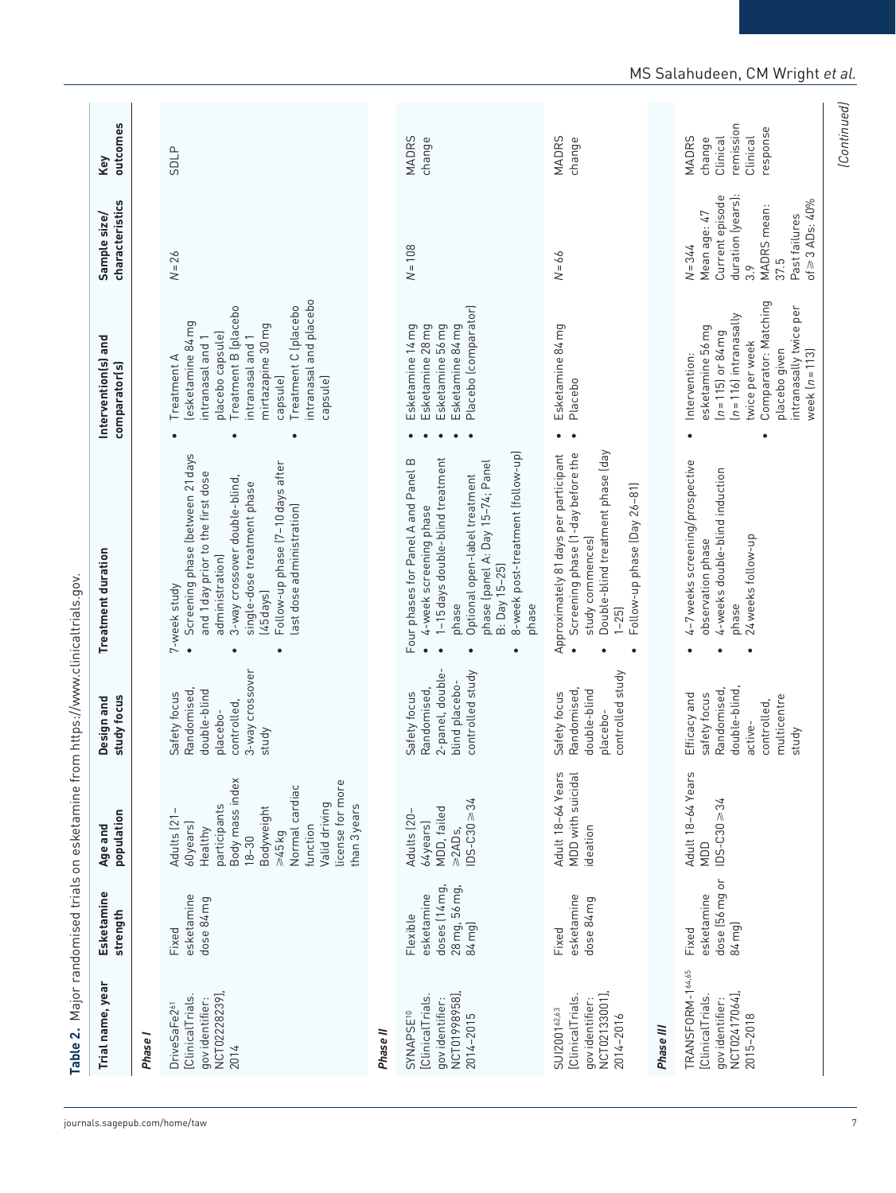**Table 2.** Major randomised trials on esketamine from https://www.clinicaltrials.gov.

| Trial name, year | Esketamine strength | Age and population | Design and study focus | Treatment duration | Intervention(s) and comparator(s) | Sample size/ characteristics | Key outcomes |
|---|---|---|---|---|---|---|---|
| ***Phase I*** | | | | | | | |
| DriveSaFe2[61] (ClinicalTrials.gov identifier: NCT02228239), 2014 | Fixed esketamine dose 84 mg | Adults (21–60 years) Healthy participants Body mass index 18–30 Bodyweight ⩾45 kg Normal cardiac function Valid driving license for more than 3 years | Safety focus Randomised, double-blind placebo-controlled, 3-way crossover study | 7-week study <br>• Screening phase (between 21 days and 1 day prior to the first dose administration) <br>• 3-way crossover double-blind, single-dose treatment phase (45 days) <br>• Follow-up phase (7–10 days after last dose administration) | • Treatment A (esketamine 84 mg intranasal and 1 placebo capsule) <br>• Treatment B (placebo intranasal and 1 mirtazapine 30 mg capsule) <br>• Treatment C (placebo intranasal and placebo capsule) | N = 26 | SDLP |
| ***Phase II*** | | | | | | | |
| SYNAPSE[10] (ClinicalTrials.gov identifier: NCT01998958), 2014–2015 | Flexible esketamine doses (14 mg, 28 mg, 56 mg, 84 mg) | Adults (20–64 years) MDD, failed ⩾2 ADs, IDS-C30 ⩾ 34 | Safety focus Randomised, 2-panel, double-blind placebo-controlled study | Four phases for Panel A and Panel B <br>• 4-week screening phase <br>• 1–15 days double-blind treatment phase <br>• Optional open-label treatment phase (panel A: Day 15–74; Panel B: Day 15–25) <br>• 8-week post-treatment (follow-up) phase | • Esketamine 14 mg <br>• Esketamine 28 mg <br>• Esketamine 56 mg <br>• Esketamine 84 mg <br>• Placebo (comparator) | N = 108 | MADRS change |
| SUI2001[62,63] (ClinicalTrials.gov identifier: NCT02133001), 2014–2016 | Fixed esketamine dose 84 mg | Adult 18–64 Years MDD with suicidal ideation | Safety focus Randomised, double-blind placebo-controlled study | Approximately 81 days per participant <br>• Screening phase (1-day before the study commences) <br>• Double-blind treatment phase (day 1–25) <br>• Follow-up phase (Day 26–81) | • Esketamine 84 mg <br>• Placebo | N = 66 | MADRS change |
| ***Phase III*** | | | | | | | |
| TRANSFORM-1[64,65] (ClinicalTrials.gov identifier: NCT02417064), 2015–2018 | Fixed esketamine dose (56 mg or 84 mg) | Adult 18–64 Years MDD IDS-C30 ⩾ 34 | Efficacy and safety focus Randomised, double-blind, active-controlled, multicentre study | • 4–7 weeks screening/prospective observation phase <br>• 4-weeks double-blind induction phase <br>• 24 weeks follow-up | • Intervention: esketamine 56 mg (n = 115) or 84 mg (n = 116) intranasally twice per week <br>• Comparator: Matching placebo given intranasally twice per week (n = 113) | N = 344 Mean age: 47 Current episode duration (years): 3.9 MADRS mean: 37.5 Past failures of ⩾ 3 ADs: 40% | MADRS change Clinical remission Clinical response |

(Continued)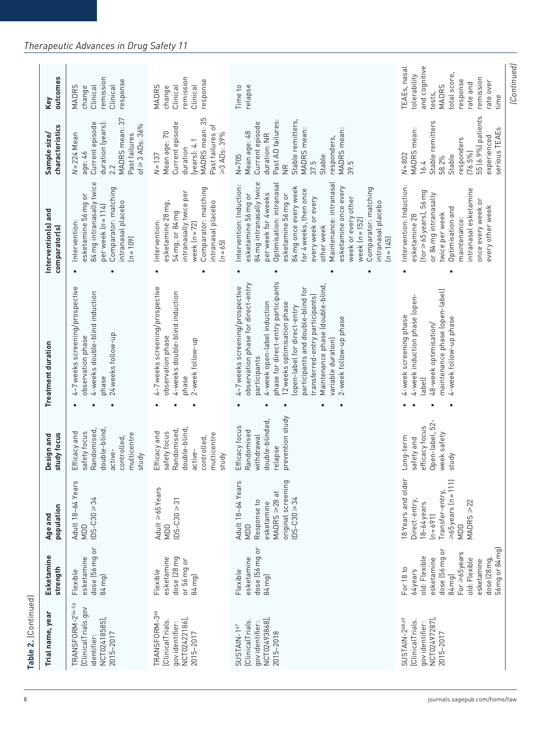**Table 2.** (Continued)

| Trial name, year | Esketamine strength | Age and population | Design and study focus | Treatment duration | Intervention(s) and comparator(s) | Sample size/ characteristics | Key outcomes |
|---|---|---|---|---|---|---|---|
| TRANSFORM-2[54–56] (ClinicalTrials.gov identifier: NCT02418585), 2015–2017 | Flexible esketamine dose (56 mg or 84 mg) | Adult 18–64 Years MDD IDS-C30 ⩾ 34 | Efficacy and safety focus Randomised, double-blind, active-controlled, multicentre study | • 4–7 weeks screening/prospective observation phase • 4-weeks double-blind induction phase • 24 weeks follow-up | • Intervention: esketamine 56 mg or 84 mg intranasally twice per week (n = 114) • Comparator: matching intranasal placebo (n = 109) | N = 224 Mean age: 46 Current episode duration (years): 2.2 MADRS mean: 37 Past failures of ⩾ 3 ADs: 36% | MADRS change Clinical remission Clinical response |
| TRANSFORM-3[66] (ClinicalTrials.gov identifier: NCT02422186), 2015–2017 | Flexible esketamine dose (28 mg or 56 mg or 84 mg) | Adult ⩾ 65 Years MDD IDS-C30 ⩾ 31 | Efficacy and safety focus Randomised, double-blind, active-controlled, multicentre study | • 4–7 weeks screening/prospective observation phase • 4-weeks double-blind induction phase • 2-week follow-up | • Intervention: esketamine 28 mg, 54 mg, or 84 mg intranasally twice per week (n = 72) • Comparator: matching intranasal placebo (n = 65) | N = 137 Mean age: 70 Current episode duration (years): 4.1 MADRS mean: 35 Past failures of ⩾ 3 ADs: 39% | MADRS change Clinical remission Clinical response |
| SUSTAIN-1[67] (ClinicalTrials.gov identifier: NCT02493868), 2015–2018 | Flexible esketamine dose (56 mg or 84 mg) | Adult 18–64 Years MDD Response to esketamine MADRS ⩾ 28 at original screening IDS-C30 ⩾ 34 | Efficacy focus Randomised withdrawal double-blinded, relapse prevention study | • 4–7 weeks screening/prospective observation phase for direct-entry participants • 4-week open-label induction phase for direct-entry participants • 12 weeks optimisation phase (open-label for direct-entry participants and double-blind for transferred-entry participants) • Maintenance phase (double-blind, variable duration) • 2-week follow-up phase | • Intervention: Induction: esketamine 56 mg or 84 mg intranasally twice per week for 4 weeks • Optimisation: intranasal esketamine 56 mg or 84 mg once every week for 4 weeks, then once every week or every other week • Maintenance: intranasal esketamine once every week or every other week (n = 152) • Comparator: matching intranasal placebo (n = 145) | N = 705 Mean age: 48 Current episode duration: NR Past AD failures: NR Stable remitters, MADRS mean: 37.5 Stable responders, MADRS mean: 39.5 | Time to relapse |
| SUSTAIN-2[68,69] (ClinicalTrials.gov identifier: NCT02497287), 2015–2017 | For 18 to 64 years old: Flexible esketamine dose (56 mg or 84 mg) For ⩾ 65 years old: Flexible esketamine dose (28 mg, 56 mg or 84 mg) | 18 Years and older Direct-entry, 18–64 years (n = 691) Transfer-entry, ⩾ 65 years (n = 111) MDD MADRS ⩾ 22 | Long-term safety and efficacy focus Open-label, 52-week safety study | • 4-week screening phase • 4-week induction phase (open-label) • 48-week optimisation/maintenance phase (open-label) • 4-week follow-up phase | • Intervention: Induction: esketamine 28 (for ⩾ 65 years), 56 mg or 84 mg intranasally twice per week • Optimisation and maintenance: intranasal esketamine once every week or every other week | N = 802 MADRS mean: 16.4 Stable remitters 58.2% Stable responders (76.5%) 55 (6.9%) patients experienced serious TEAEs | TEAEs, nasal tolerability and cognitive tests, MADRS total score, response rate and remission rate over time |

(Continued)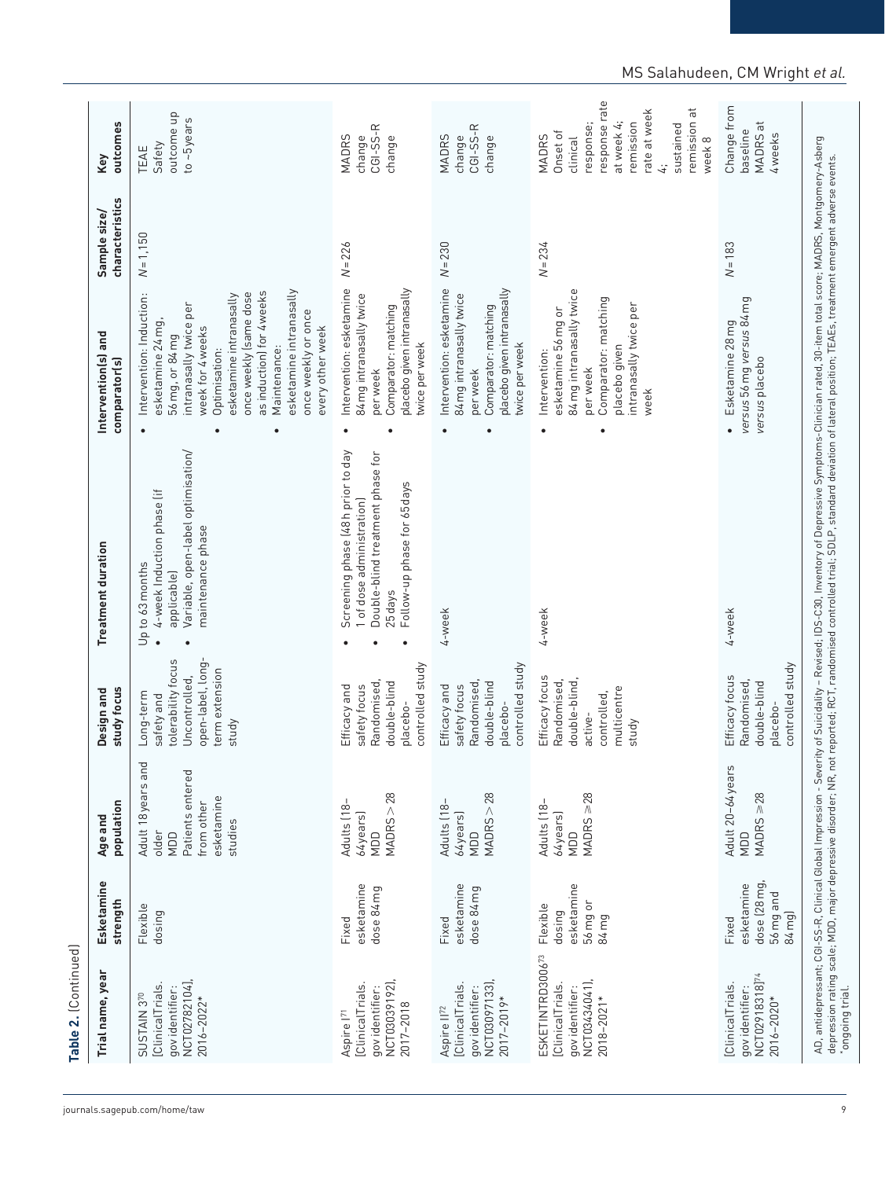**Table 2.** (Continued)

| Trial name, year | Esketamine strength | Age and population | Design and study focus | Treatment duration | Intervention(s) and comparator(s) | Sample size/ characteristics | Key outcomes |
|---|---|---|---|---|---|---|---|
| SUSTAIN 3[70] (ClinicalTrials.gov identifier: NCT02782104), 2016–2022* | Flexible dosing | Adult 18 years and older<br>MDD<br>Patients entered from other esketamine studies | Long-term safety and tolerability focus<br>Uncontrolled, open-label, long-term extension study | Up to 63 months<br>• 4-week Induction phase (if applicable)<br>• Variable, open-label optimisation/maintenance phase | • Intervention: Induction: esketamine 24 mg, 56 mg, or 84 mg intranasally twice per week for 4 weeks<br>• Optimisation: esketamine intranasally once weekly (same dose as induction) for 4 weeks<br>• Maintenance: esketamine intranasally once weekly or once every other week | N = 1,150 | TEAE<br>Safety outcome up to ~5 years |
| Aspire I[71] (ClinicalTrials.gov identifier: NCT03039192), 2017–2018 | Fixed esketamine dose 84 mg | Adults (18–64 years)<br>MDD<br>MADRS > 28 | Efficacy and safety focus<br>Randomised, double-blind placebo-controlled study | • Screening phase (48 h prior to day 1 of dose administration)<br>• Double-blind treatment phase for 25 days<br>• Follow-up phase for 65 days | • Intervention: esketamine 84 mg intranasally twice per week<br>• Comparator: matching placebo given intranasally twice per week | N = 226 | MADRS change<br>CGI-SS-R change |
| Aspire II[72] (ClinicalTrials.gov identifier: NCT03097133), 2017–2019* | Fixed esketamine dose 84 mg | Adults (18–64 years)<br>MDD<br>MADRS > 28 | Efficacy and safety focus<br>Randomised, double-blind placebo-controlled study | 4-week | • Intervention: esketamine 84 mg intranasally twice per week<br>• Comparator: matching placebo given intranasally twice per week | N = 230 | MADRS change<br>CGI-SS-R change |
| ESKETINTRD3006[73] (ClinicalTrials.gov identifier: NCT03434041), 2018–2021* | Flexible dosing esketamine 56 mg or 84 mg | Adults (18–64 years)<br>MDD<br>MADRS ⩾ 28 | Efficacy focus<br>Randomised, double-blind, active-controlled, multicentre study | 4-week | • Intervention: esketamine 56 mg or 84 mg intranasally twice per week<br>• Comparator: matching placebo given intranasally twice per week | N = 234 | MADRS<br>Onset of clinical response; response rate at week 4; remission rate at week 4; sustained remission at week 8 |
| (ClinicalTrials.gov identifier: NCT02918318)[74] 2016–2020* | Fixed esketamine dose (28 mg, 56 mg and 84 mg) | Adult 20–64 years<br>MDD<br>MADRS ⩾ 28 | Efficacy focus<br>Randomised, double-blind placebo-controlled study | 4-week | • Esketamine 28 mg *versus* 56 mg *versus* 84 mg *versus* placebo | N = 183 | Change from baseline MADRS at 4 weeks |

AD, antidepressant; CGI-SS-R, Clinical Global Impression - Severity of Suicidality – Revised; IDS-C30, Inventory of Depressive Symptoms-Clinician rated, 30-item total score; MADRS, Montgomery-Asberg depression rating scale; MDD, major depressive disorder; NR, not reported; RCT, randomised controlled trial; SDLP, standard deviation of lateral position; TEAEs, treatment emergent adverse events.
*ongoing trial.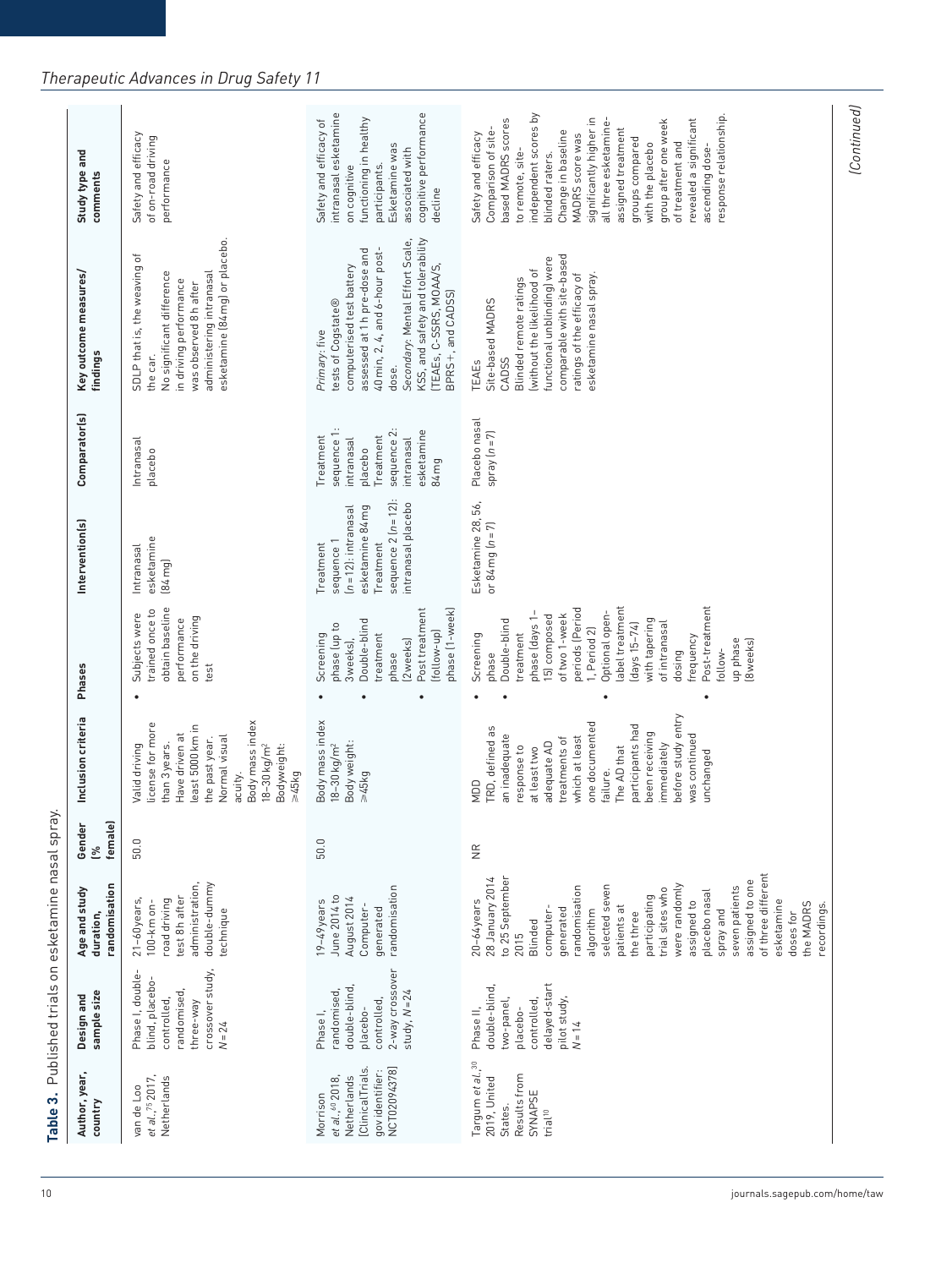**Table 3.** Published trials on esketamine nasal spray.

| Author, year, country | Design and sample size | Age and study duration, randomisation | Gender (% female) | Inclusion criteria | Phases | Intervention(s) | Comparator(s) | Key outcome measures/ findings | Study type and comments |
|---|---|---|---|---|---|---|---|---|---|
| van de Loo *et al.*,[75] 2017, Netherlands | Phase I, double-blind, placebo-controlled, randomised, three-way crossover study, *N* = 24 | 21–60 years, 100-km on-road driving test 8h after administration, double-dummy technique | 50.0 | Valid driving license for more than 3 years. Have driven at least 5000 km in the past year. Normal visual acuity. Body mass index 18–30 kg/m² Bodyweight: ⩾45 kg | • Subjects were trained once to obtain baseline performance on the driving test | Intranasal esketamine (84 mg) | Intranasal placebo | SDLP that is, the weaving of the car. No significant difference in driving performance was observed 8 h after administering intranasal esketamine (84 mg) or placebo. | Safety and efficacy of on-road driving performance |
| Morrison *et al.*,[40] 2018, Netherlands [ClinicalTrials.gov identifier: NCT02094378] | Phase I, randomised, double-blind, placebo-controlled, 2-way crossover study, *N* = 24 | 19–49 years June 2014 to August 2014 Computer-generated randomisation | 50.0 | Body mass index 18–30 kg/m² Body weight: ⩾45 kg | • Screening phase (up to 3 weeks), • Double-blind treatment phase (2 weeks) • Post treatment (follow-up) phase (1-week) | Treatment sequence 1 (*n* = 12): intranasal esketamine 84 mg Treatment sequence 2 (*n* = 12): intranasal placebo | Treatment sequence 1: intranasal placebo Treatment sequence 2: intranasal esketamine 84 mg | *Primary*: five tests of Cogstate® computerised test battery assessed at 1 h pre-dose and 40 min, 2, 4, and 6-hour post-dose. *Secondary*: Mental Effort Scale, KSS, and safety and tolerability (TEAEs, C-SSRS, MOAA/S, BPRS+, and CADSS) | Safety and efficacy of intranasal esketamine on cognitive functioning in healthy participants. Esketamine was associated with cognitive performance decline |
| Targum *et al.*,[30] 2019, United States. Results from SYNAPSE trial[10] | Phase II, double-blind, two-panel, placebo-controlled, delayed-start pilot study, *N* = 14 | 20–64 years 28 January 2014 to 25 September 2015 Blinded computer-generated randomisation algorithm selected seven patients at the three participating trial sites who were randomly assigned to placebo nasal spray and seven patients assigned to one of three different esketamine doses for the MADRS recordings. | NR | MDD TRD, defined as an inadequate response to at least two adequate AD treatments of which at least one documented failure. The AD that participants had been receiving immediately before study entry was continued unchanged | • Screening phase • Double-blind treatment phase (days 1–15) composed of two 1-week periods (Period 1, Period 2) • Optional open-label treatment (days 15–74) with tapering of intranasal dosing frequency • Post-treatment follow-up phase (8 weeks) | Esketamine 28, 56, or 84 mg (*n* = 7) | Placebo nasal spray (*n* = 7) | TEAEs Site-based MADRS CADSS Blinded remote ratings (without the likelihood of functional unblinding) were comparable with site-based ratings of the efficacy of esketamine nasal spray. | Safety and efficacy Comparison of site-based MADRS scores to remote, site-independent scores by blinded raters. Change in baseline MADRS score was significantly higher in all three esketamine-assigned treatment groups compared with the placebo group after one week of treatment and revealed a significant ascending dose-response relationship. |

*(Continued)*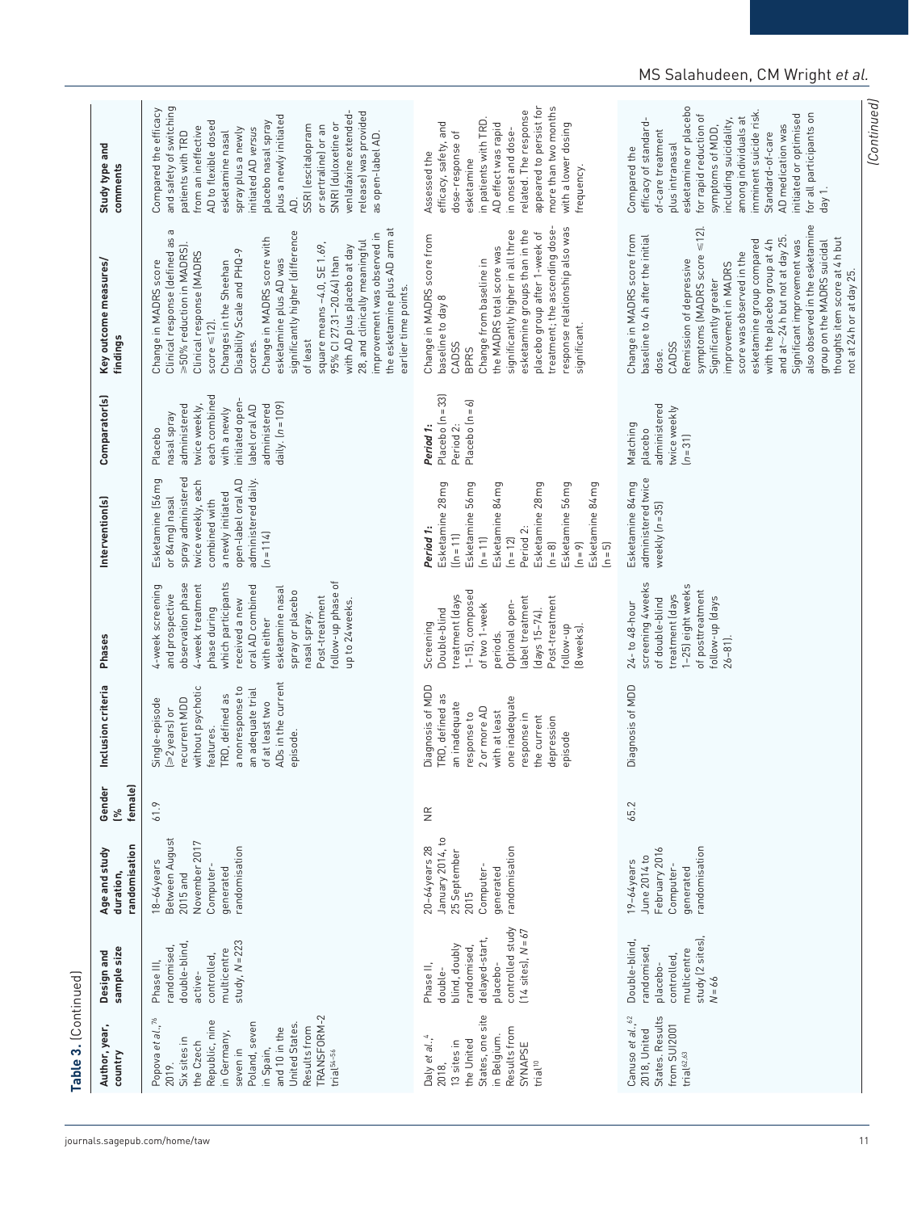**Table 3.** (Continued)

| Author, year, country | Design and sample size | Age and study duration, randomisation | Gender (% female) | Inclusion criteria | Phases | Intervention(s) | Comparator(s) | Key outcome measures/ findings | Study type and comments |
|---|---|---|---|---|---|---|---|---|---|
| Popova *et al.*,[76] 2019. Six sites in the Czech Republic, nine in Germany, seven in Poland, seven in Spain, and 10 in the United States. Results from TRANSFORM-2 trial[54–56] | Phase III, randomised, double-blind, active-controlled, multicentre study, *N* = 223 | 18–64 years Between August 2015 and November 2017 Computer-generated randomisation | 61.9 | Single-episode (⩾2 years) or recurrent MDD without psychotic features. TRD, defined as a nonresponse to an adequate trial of at least two ADs in the current episode. | 4-week screening and prospective observation phase 4-week treatment phase during which participants received a new oral AD combined with either esketamine nasal spray or placebo nasal spray. Post-treatment follow-up phase of up to 24 weeks. | Esketamine (56 mg or 84 mg) nasal spray administered twice weekly, each combined with a newly initiated open-label oral AD administered daily. (*n* = 114) | Placebo nasal spray administered twice weekly, each combined with a newly initiated open-label oral AD administered daily. (*n* = 109) | Change in MADRS score Clinical response (defined as a ⩾50% reduction in MADRS). Clinical response (MADRS score ⩽12). Changes in the Sheehan Disability Scale and PHQ-9 scores. Change in MADRS score with esketamine plus AD was significantly higher (difference of least square means −4.0, SE 1.69, 95% CI 27.31–20.64) than with AD plus placebo at day 28, and clinically meaningful improvement was observed in the esketamine plus AD arm at earlier time points. | Compared the efficacy and safety of switching patients with TRD from an ineffective AD to flexible dosed esketamine nasal spray plus a newly initiated AD *versus* placebo nasal spray plus a newly initiated AD. SSRI (escitalopram or sertraline) or an SNRI (duloxetine or venlafaxine extended-release) was provided as open-label AD. |
| Daly *et al.*,[4] 2018, 13 sites in the United States, one site in Belgium. Results from SYNAPSE trial[10] | Phase II, double-blind, doubly randomised, delayed-start, placebo-controlled study (14 sites), *N* = 67 | 20–64 years 28 January 2014, to 25 September 2015 Computer-generated randomisation | NR | Diagnosis of MDD TRD, defined as an inadequate response to 2 or more AD with at least one inadequate response in the current depression episode | Screening Double-blind treatment (days 1–15), composed of two 1-week periods. Optional open-label treatment (days 15–74). Post-treatment follow-up (8 weeks). | *Period 1:* Esketamine 28 mg (*n* = 11) Esketamine 56 mg (*n* = 11) Esketamine 84 mg (*n* = 12) Period 2: Esketamine 28 mg (*n* = 8) Esketamine 56 mg (*n* = 9) Esketamine 84 mg (*n* = 5) | *Period 1:* Placebo (*n* = 33) Period 2: Placebo (*n* = 6) | Change in MADRS score from baseline to day 8 CADSS BPRS Change from baseline in the MADRS total score was significantly higher in all three esketamine groups than in the placebo group after 1-week of treatment; the ascending dose-response relationship also was significant. | Assessed the efficacy, safety, and dose-response of esketamine in patients with TRD. AD effect was rapid in onset and dose-related. The response appeared to persist for more than two months with a lower dosing frequency. |
| Canuso *et al.*,[62] 2018, United States. Results from SUI2001 trial[62,63] | Double-blind, randomised, placebo-controlled, multicentre study (2 sites), *N* = 66 | 19–64 years June 2014 to February 2016 Computer-generated randomisation | 65.2 | Diagnosis of MDD | 24- to 48-hour screening 4 weeks of double-blind treatment (days 1–25) eight weeks of posttreatment follow-up (days 26–81). | Esketamine 84 mg administered twice weekly (*n* = 35) | Matching placebo administered twice weekly (*n* = 31) | Change in MADRS score from baseline to 4 h after the initial dose. CADSS Remission of depressive symptoms (MADRS score ⩽12). Significantly greater improvement in MADRS score was observed in the esketamine group compared with the placebo group at 4 h and at ~24 h but not at day 25. Significant improvement was also observed in the esketamine group on the MADRS suicidal thoughts item score at 4 h but not at 24 h or at day 25. | Compared the efficacy of standard-of-care treatment plus intranasal esketamine or placebo for rapid reduction of symptoms of MDD, including suicidality, among individuals at imminent suicide risk. Standard-of-care AD medication was initiated or optimised for all participants on day 1. |

(Continued)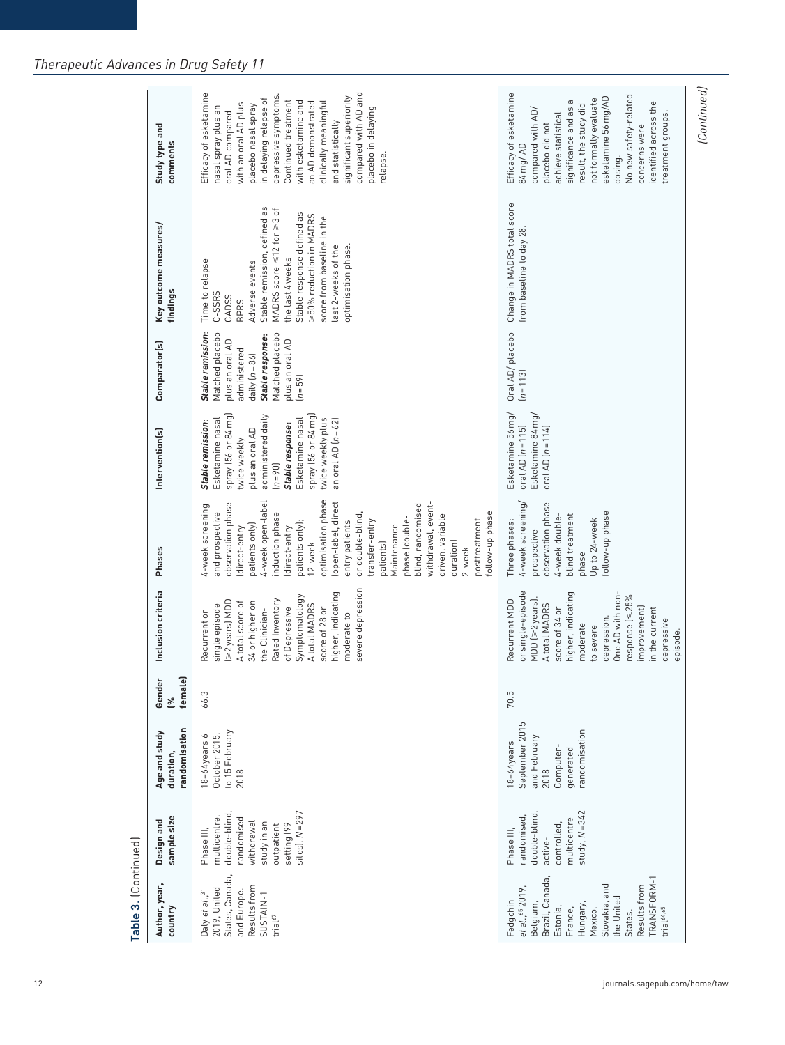**Table 3.** (Continued)

| Author, year, country | Design and sample size | Age and study duration, randomisation | Gender (% female) | Inclusion criteria | Phases | Intervention(s) | Comparator(s) | Key outcome measures/ findings | Study type and comments |
|---|---|---|---|---|---|---|---|---|---|
| Daly *et al.*,[31] 2019, United States, Canada, and Europe. Results from SUSTAIN-1 trial[67] | Phase III, multicentre, double-blind, randomised withdrawal study in an outpatient setting (99 sites), N=297 | 18–64 years 6 October 2015, to 15 February 2018 | 66.3 | Recurrent or single episode (≥2 years) MDD A total score of 34 or higher on the Clinician-Rated Inventory of Depressive Symptomatology A total MADRS score of 28 or higher, indicating moderate to severe depression | 4-week screening and prospective observation phase (direct-entry patients only) 4-week open-label induction phase (direct-entry patients only); 12-week optimisation phase (open-label, direct entry patients or double-blind, transfer-entry patients) Maintenance phase (double-blind, randomised withdrawal, event-driven, variable duration) 2-week posttreatment follow-up phase | ***Stable remission:*** Esketamine nasal spray (56 or 84 mg) twice weekly plus an oral AD administered daily (n=90) ***Stable response:*** Esketamine nasal spray (56 or 84 mg) twice weekly plus an oral AD (n=62) | ***Stable remission:*** Matched placebo plus an oral AD administered daily (n=86) ***Stable response:*** Matched placebo plus an oral AD (n=59) | Time to relapse C-SSRS CADSS BPRS Adverse events Stable remission, defined as MADRS score ≤12 for ≥3 of the last 4 weeks Stable response defined as ≥50% reduction in MADRS score from baseline in the last 2-weeks of the optimisation phase. | Efficacy of esketamine nasal spray plus an oral AD compared with an oral AD plus placebo nasal spray in delaying relapse of depressive symptoms. Continued treatment with esketamine and an AD demonstrated clinically meaningful and statistically significant superiority compared with AD and placebo in delaying relapse. |
| Fedgchin *et al.*,[65] 2019, Belgium, Brazil, Canada, Estonia, France, Hungary, Mexico, Slovakia, and the United States. Results from TRANSFORM-1 trial[64,65] | Phase III, randomised, double-blind, active-controlled, multicentre study, N=342 | 18–64 years September 2015 and February 2018 Computer-generated randomisation | 70.5 | Recurrent MDD or single-episode MDD (≥2 years). A total MADRS score of 34 or higher, indicating moderate to severe depression. One AD with non-response (≤25% improvement) in the current depressive episode. | Three phases: 4-week screening/ prospective observation phase 4-week double-blind treatment phase Up to 24-week follow-up phase | Esketamine 56 mg/ oral AD (n=115) Esketamine 84 mg/ oral AD (n=114) | Oral AD/ placebo (n=113) | Change in MADRS total score from baseline to day 28. | Efficacy of esketamine 84 mg/ AD compared with AD/ placebo did not achieve statistical significance and as a result, the study did not formally evaluate esketamine 56 mg/AD dosing. No new safety-related concerns were identified across the treatment groups. |

*(Continued)*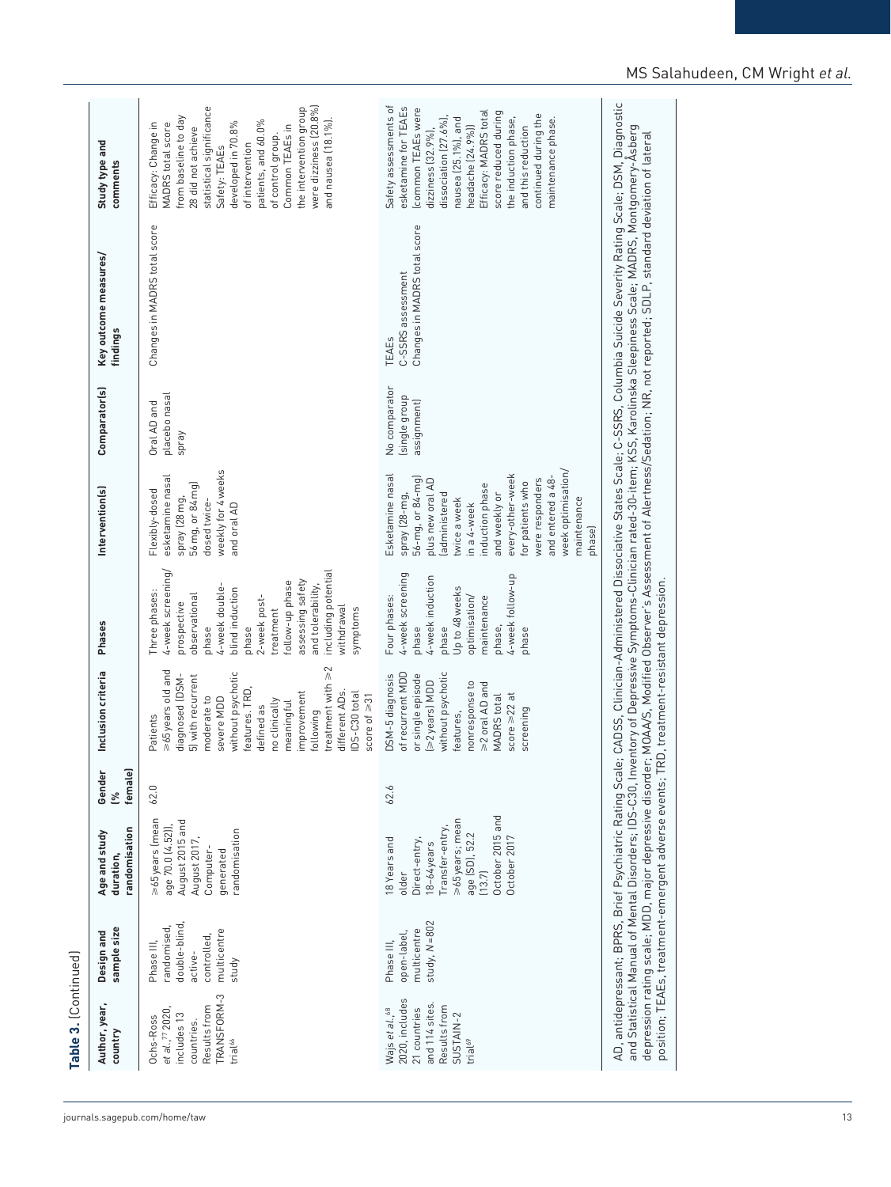**Table 3.** (Continued)

| Author, year, country | Design and sample size | Age and study duration, randomisation | Gender (% female) | Inclusion criteria | Phases | Intervention(s) | Comparator(s) | Key outcome measures/ findings | Study type and comments |
|---|---|---|---|---|---|---|---|---|---|
| Ochs-Ross *et al.*,[77] 2020, includes 13 countries. Results from TRANSFORM-3 trial[66] | Phase III, randomised, double-blind, active-controlled, multicentre study | ⩾65 years (mean age 70.0 (4.52)), August 2015 and August 2017, Computer-generated randomisation | 62.0 | Patients ⩾65 years old and diagnosed (DSM-5) with recurrent moderate to severe MDD without psychotic features. TRD, defined as no clinically meaningful improvement following treatment with ⩾2 different ADs. IDS-C30 total score of ⩾31 | Three phases: 4-week screening/prospective observational phase 4-week double-blind induction phase 2-week post-treatment follow-up phase assessing safety and tolerability, including potential withdrawal symptoms | Flexibly-dosed esketamine nasal spray (28 mg, 56 mg, or 84 mg) dosed twice-weekly for 4 weeks and oral AD | Oral AD and placebo nasal spray | Changes in MADRS total score | Efficacy: Change in MADRS total score from baseline to day 28 did not achieve statistical significance Safety: TEAEs developed in 70.8% of intervention patients, and 60.0% of control group. Common TEAEs in the intervention group were dizziness (20.8%) and nausea (18.1%). |
| Wajs *et al.*,[68] 2020, includes 21 countries and 114 sites. Results from SUSTAIN-2 trial[69] | Phase III, open-label, multicentre study, *N*=802 | 18 Years and older Direct-entry, 18–64 years Transfer-entry, ⩾65 years; mean age (SD), 52.2 (13.7) October 2015 and October 2017 | 62.6 | DSM-5 diagnosis of recurrent MDD or single episode (⩾2 years) MDD without psychotic features, nonresponse to ⩾2 oral AD and MADRS total score ⩾22 at screening | Four phases: 4-week screening phase 4-week induction phase Up to 48 weeks optimisation/ maintenance phase, 4-week follow-up phase | Esketamine nasal spray (28-mg, 56-mg, or 84-mg) plus new oral AD (administered twice a week in a 4-week induction phase and weekly or every-other-week for patients who were responders and entered a 48-week optimisation/ maintenance phase) | No comparator (single group assignment) | TEAEs C-SSRS assessment Changes in MADRS total score | Safety assessments of esketamine for TEAEs (common TEAEs were dizziness (32.9%), dissociation (27.6%), nausea (25.1%), and headache (24.9%)) Efficacy: MADRS total score reduced during the induction phase, and this reduction continued during the maintenance phase. |

AD, antidepressant; BPRS, Brief Psychiatric Rating Scale; CADSS, Clinician-Administered Dissociative States Scale; C-SSRS, Columbia Suicide Severity Rating Scale; DSM, Diagnostic and Statistical Manual of Mental Disorders; IDS-C30, Inventory of Depressive Symptoms-Clinician rated-30-item; KSS, Karolinska Sleepiness Scale; MADRS, Montgomery-Åsberg depression rating scale; MDD, major depressive disorder; MOAA/S, Modified Observer's Assessment of Alertness/Sedation; NR, not reported; SDLP, standard deviation of lateral position; TEAEs, treatment-emergent adverse events; TRD, treatment-resistant depression.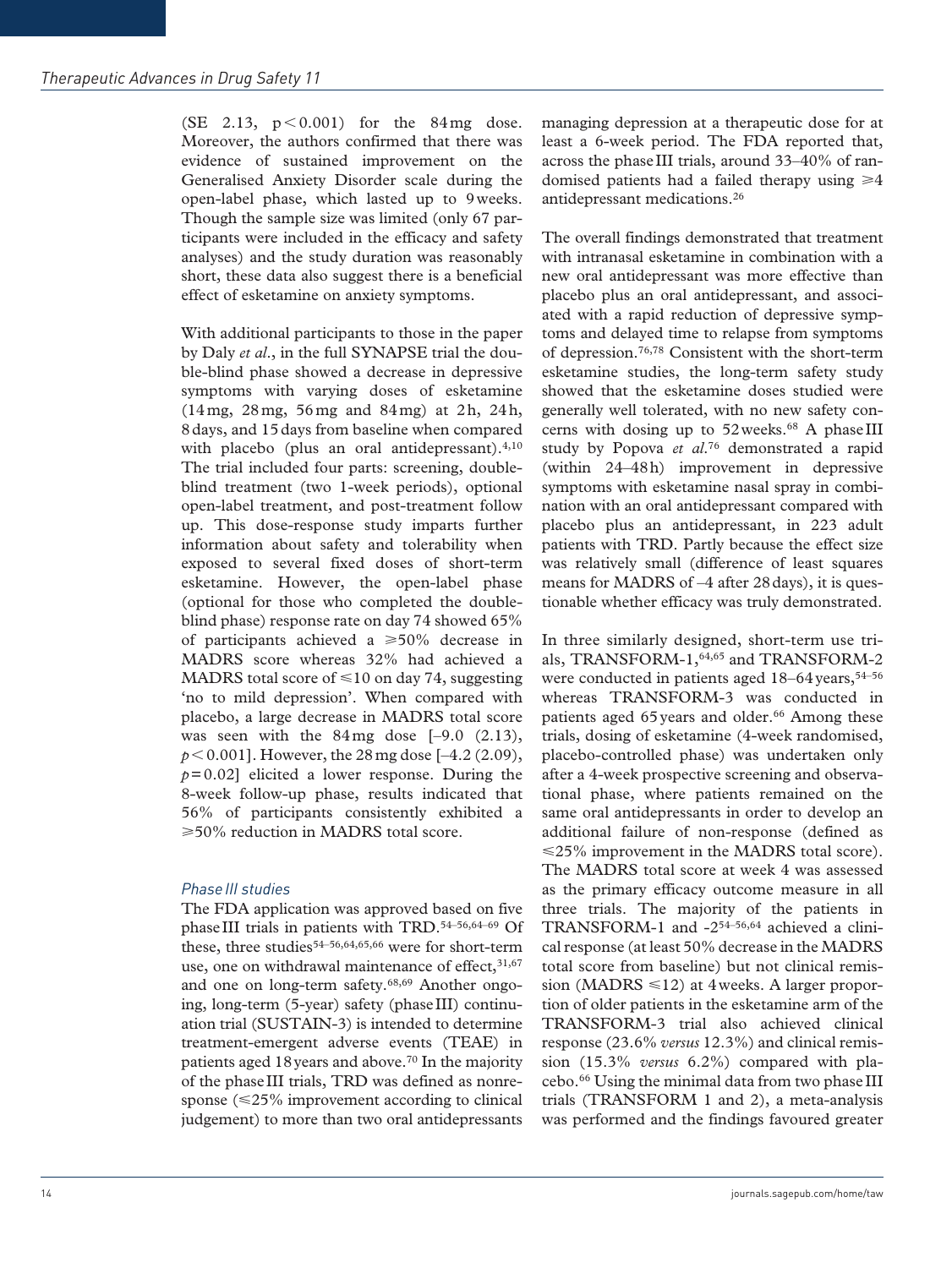(SE 2.13, $p < 0.001$) for the 84 mg dose. Moreover, the authors confirmed that there was evidence of sustained improvement on the Generalised Anxiety Disorder scale during the open-label phase, which lasted up to 9 weeks. Though the sample size was limited (only 67 participants were included in the efficacy and safety analyses) and the study duration was reasonably short, these data also suggest there is a beneficial effect of esketamine on anxiety symptoms.

With additional participants to those in the paper by Daly *et al.*, in the full SYNAPSE trial the double-blind phase showed a decrease in depressive symptoms with varying doses of esketamine (14 mg, 28 mg, 56 mg and 84 mg) at 2 h, 24 h, 8 days, and 15 days from baseline when compared with placebo (plus an oral antidepressant).[4,10] The trial included four parts: screening, double-blind treatment (two 1-week periods), optional open-label treatment, and post-treatment follow up. This dose-response study imparts further information about safety and tolerability when exposed to several fixed doses of short-term esketamine. However, the open-label phase (optional for those who completed the double-blind phase) response rate on day 74 showed 65% of participants achieved a ⩾50% decrease in MADRS score whereas 32% had achieved a MADRS total score of ⩽10 on day 74, suggesting 'no to mild depression'. When compared with placebo, a large decrease in MADRS total score was seen with the 84 mg dose [–9.0 (2.13), $p < 0.001$]. However, the 28 mg dose [–4.2 (2.09), $p = 0.02$] elicited a lower response. During the 8-week follow-up phase, results indicated that 56% of participants consistently exhibited a ⩾50% reduction in MADRS total score.

### *Phase III studies*

The FDA application was approved based on five phase III trials in patients with TRD.[54–56,64–69] Of these, three studies[54–56,64,65,66] were for short-term use, one on withdrawal maintenance of effect,[31,67] and one on long-term safety.[68,69] Another ongoing, long-term (5-year) safety (phase III) continuation trial (SUSTAIN-3) is intended to determine treatment-emergent adverse events (TEAE) in patients aged 18 years and above.[70] In the majority of the phase III trials, TRD was defined as nonresponse (⩽25% improvement according to clinical judgement) to more than two oral antidepressants managing depression at a therapeutic dose for at least a 6-week period. The FDA reported that, across the phase III trials, around 33–40% of randomised patients had a failed therapy using ⩾4 antidepressant medications.[26]

The overall findings demonstrated that treatment with intranasal esketamine in combination with a new oral antidepressant was more effective than placebo plus an oral antidepressant, and associated with a rapid reduction of depressive symptoms and delayed time to relapse from symptoms of depression.[76,78] Consistent with the short-term esketamine studies, the long-term safety study showed that the esketamine doses studied were generally well tolerated, with no new safety concerns with dosing up to 52 weeks.[68] A phase III study by Popova *et al.*[76] demonstrated a rapid (within 24–48 h) improvement in depressive symptoms with esketamine nasal spray in combination with an oral antidepressant compared with placebo plus an antidepressant, in 223 adult patients with TRD. Partly because the effect size was relatively small (difference of least squares means for MADRS of –4 after 28 days), it is questionable whether efficacy was truly demonstrated.

In three similarly designed, short-term use trials, TRANSFORM-1,[64,65] and TRANSFORM-2 were conducted in patients aged 18–64 years,[54–56] whereas TRANSFORM-3 was conducted in patients aged 65 years and older.[66] Among these trials, dosing of esketamine (4-week randomised, placebo-controlled phase) was undertaken only after a 4-week prospective screening and observational phase, where patients remained on the same oral antidepressants in order to develop an additional failure of non-response (defined as ⩽25% improvement in the MADRS total score). The MADRS total score at week 4 was assessed as the primary efficacy outcome measure in all three trials. The majority of the patients in TRANSFORM-1 and -2[54–56,64] achieved a clinical response (at least 50% decrease in the MADRS total score from baseline) but not clinical remission (MADRS ⩽12) at 4 weeks. A larger proportion of older patients in the esketamine arm of the TRANSFORM-3 trial also achieved clinical response (23.6% *versus* 12.3%) and clinical remission (15.3% *versus* 6.2%) compared with placebo.[66] Using the minimal data from two phase III trials (TRANSFORM 1 and 2), a meta-analysis was performed and the findings favoured greater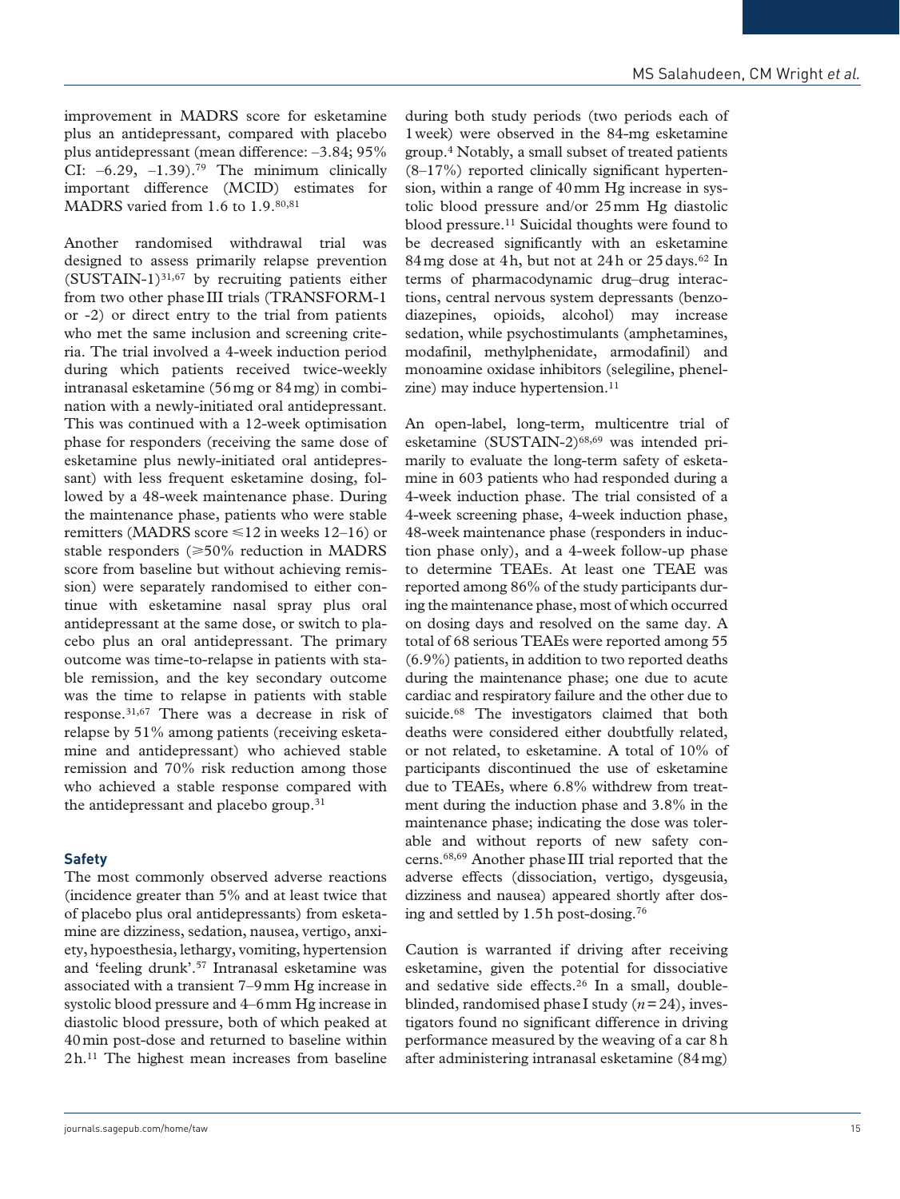improvement in MADRS score for esketamine plus an antidepressant, compared with placebo plus antidepressant (mean difference: –3.84; 95% CI: –6.29, –1.39).[79] The minimum clinically important difference (MCID) estimates for MADRS varied from 1.6 to 1.9.[80,81]

Another randomised withdrawal trial was designed to assess primarily relapse prevention (SUSTAIN-1)[31,67] by recruiting patients either from two other phase III trials (TRANSFORM-1 or -2) or direct entry to the trial from patients who met the same inclusion and screening criteria. The trial involved a 4-week induction period during which patients received twice-weekly intranasal esketamine (56 mg or 84 mg) in combination with a newly-initiated oral antidepressant. This was continued with a 12-week optimisation phase for responders (receiving the same dose of esketamine plus newly-initiated oral antidepressant) with less frequent esketamine dosing, followed by a 48-week maintenance phase. During the maintenance phase, patients who were stable remitters (MADRS score ⩽12 in weeks 12–16) or stable responders (⩾50% reduction in MADRS score from baseline but without achieving remission) were separately randomised to either continue with esketamine nasal spray plus oral antidepressant at the same dose, or switch to placebo plus an oral antidepressant. The primary outcome was time-to-relapse in patients with stable remission, and the key secondary outcome was the time to relapse in patients with stable response.[31,67] There was a decrease in risk of relapse by 51% among patients (receiving esketamine and antidepressant) who achieved stable remission and 70% risk reduction among those who achieved a stable response compared with the antidepressant and placebo group.[31]

### Safety

The most commonly observed adverse reactions (incidence greater than 5% and at least twice that of placebo plus oral antidepressants) from esketamine are dizziness, sedation, nausea, vertigo, anxiety, hypoesthesia, lethargy, vomiting, hypertension and 'feeling drunk'.[57] Intranasal esketamine was associated with a transient 7–9 mm Hg increase in systolic blood pressure and 4–6 mm Hg increase in diastolic blood pressure, both of which peaked at 40 min post-dose and returned to baseline within 2 h.[11] The highest mean increases from baseline during both study periods (two periods each of 1 week) were observed in the 84-mg esketamine group.[4] Notably, a small subset of treated patients (8–17%) reported clinically significant hypertension, within a range of 40 mm Hg increase in systolic blood pressure and/or 25 mm Hg diastolic blood pressure.[11] Suicidal thoughts were found to be decreased significantly with an esketamine 84 mg dose at 4 h, but not at 24 h or 25 days.[62] In terms of pharmacodynamic drug–drug interactions, central nervous system depressants (benzodiazepines, opioids, alcohol) may increase sedation, while psychostimulants (amphetamines, modafinil, methylphenidate, armodafinil) and monoamine oxidase inhibitors (selegiline, phenelzine) may induce hypertension.[11]

An open-label, long-term, multicentre trial of esketamine (SUSTAIN-2)[68,69] was intended primarily to evaluate the long-term safety of esketamine in 603 patients who had responded during a 4-week induction phase. The trial consisted of a 4-week screening phase, 4-week induction phase, 48-week maintenance phase (responders in induction phase only), and a 4-week follow-up phase to determine TEAEs. At least one TEAE was reported among 86% of the study participants during the maintenance phase, most of which occurred on dosing days and resolved on the same day. A total of 68 serious TEAEs were reported among 55 (6.9%) patients, in addition to two reported deaths during the maintenance phase; one due to acute cardiac and respiratory failure and the other due to suicide.[68] The investigators claimed that both deaths were considered either doubtfully related, or not related, to esketamine. A total of 10% of participants discontinued the use of esketamine due to TEAEs, where 6.8% withdrew from treatment during the induction phase and 3.8% in the maintenance phase; indicating the dose was tolerable and without reports of new safety concerns.[68,69] Another phase III trial reported that the adverse effects (dissociation, vertigo, dysgeusia, dizziness and nausea) appeared shortly after dosing and settled by 1.5 h post-dosing.[76]

Caution is warranted if driving after receiving esketamine, given the potential for dissociative and sedative side effects.[26] In a small, double-blinded, randomised phase I study ($n = 24$), investigators found no significant difference in driving performance measured by the weaving of a car 8 h after administering intranasal esketamine (84 mg)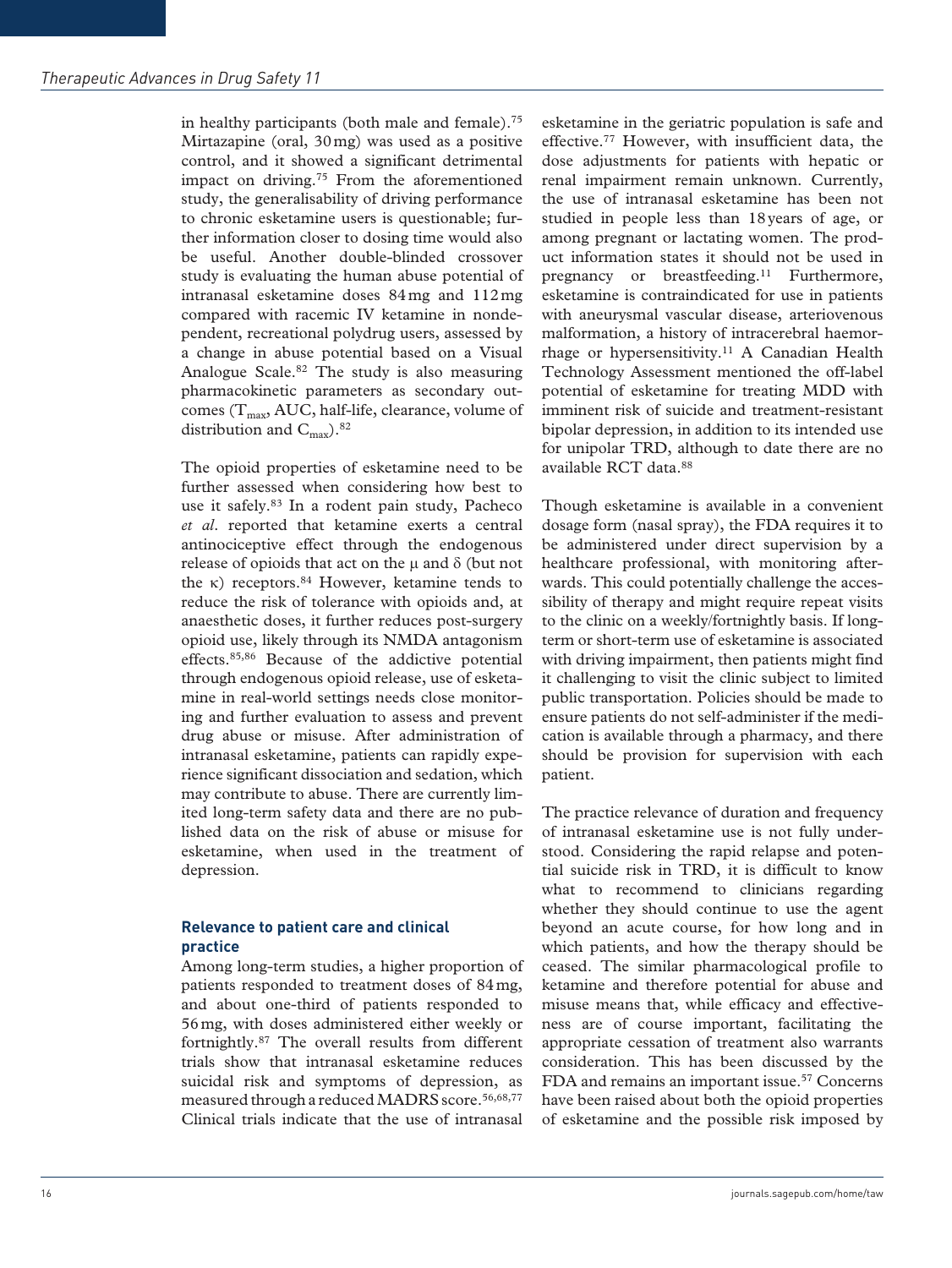in healthy participants (both male and female).[75] Mirtazapine (oral, 30 mg) was used as a positive control, and it showed a significant detrimental impact on driving.[75] From the aforementioned study, the generalisability of driving performance to chronic esketamine users is questionable; further information closer to dosing time would also be useful. Another double-blinded crossover study is evaluating the human abuse potential of intranasal esketamine doses 84 mg and 112 mg compared with racemic IV ketamine in nondependent, recreational polydrug users, assessed by a change in abuse potential based on a Visual Analogue Scale.[82] The study is also measuring pharmacokinetic parameters as secondary outcomes ($T_{max}$, AUC, half-life, clearance, volume of distribution and $C_{max}$).[82]

The opioid properties of esketamine need to be further assessed when considering how best to use it safely.[83] In a rodent pain study, Pacheco *et al*. reported that ketamine exerts a central antinociceptive effect through the endogenous release of opioids that act on the μ and δ (but not the κ) receptors.[84] However, ketamine tends to reduce the risk of tolerance with opioids and, at anaesthetic doses, it further reduces post-surgery opioid use, likely through its NMDA antagonism effects.[85,86] Because of the addictive potential through endogenous opioid release, use of esketamine in real-world settings needs close monitoring and further evaluation to assess and prevent drug abuse or misuse. After administration of intranasal esketamine, patients can rapidly experience significant dissociation and sedation, which may contribute to abuse. There are currently limited long-term safety data and there are no published data on the risk of abuse or misuse for esketamine, when used in the treatment of depression.

## Relevance to patient care and clinical practice

Among long-term studies, a higher proportion of patients responded to treatment doses of 84 mg, and about one-third of patients responded to 56 mg, with doses administered either weekly or fortnightly.[87] The overall results from different trials show that intranasal esketamine reduces suicidal risk and symptoms of depression, as measured through a reduced MADRS score.[56,68,77] Clinical trials indicate that the use of intranasal esketamine in the geriatric population is safe and effective.[77] However, with insufficient data, the dose adjustments for patients with hepatic or renal impairment remain unknown. Currently, the use of intranasal esketamine has been not studied in people less than 18 years of age, or among pregnant or lactating women. The product information states it should not be used in pregnancy or breastfeeding.[11] Furthermore, esketamine is contraindicated for use in patients with aneurysmal vascular disease, arteriovenous malformation, a history of intracerebral haemorrhage or hypersensitivity.[11] A Canadian Health Technology Assessment mentioned the off-label potential of esketamine for treating MDD with imminent risk of suicide and treatment-resistant bipolar depression, in addition to its intended use for unipolar TRD, although to date there are no available RCT data.[88]

Though esketamine is available in a convenient dosage form (nasal spray), the FDA requires it to be administered under direct supervision by a healthcare professional, with monitoring afterwards. This could potentially challenge the accessibility of therapy and might require repeat visits to the clinic on a weekly/fortnightly basis. If long-term or short-term use of esketamine is associated with driving impairment, then patients might find it challenging to visit the clinic subject to limited public transportation. Policies should be made to ensure patients do not self-administer if the medication is available through a pharmacy, and there should be provision for supervision with each patient.

The practice relevance of duration and frequency of intranasal esketamine use is not fully understood. Considering the rapid relapse and potential suicide risk in TRD, it is difficult to know what to recommend to clinicians regarding whether they should continue to use the agent beyond an acute course, for how long and in which patients, and how the therapy should be ceased. The similar pharmacological profile to ketamine and therefore potential for abuse and misuse means that, while efficacy and effectiveness are of course important, facilitating the appropriate cessation of treatment also warrants consideration. This has been discussed by the FDA and remains an important issue.[57] Concerns have been raised about both the opioid properties of esketamine and the possible risk imposed by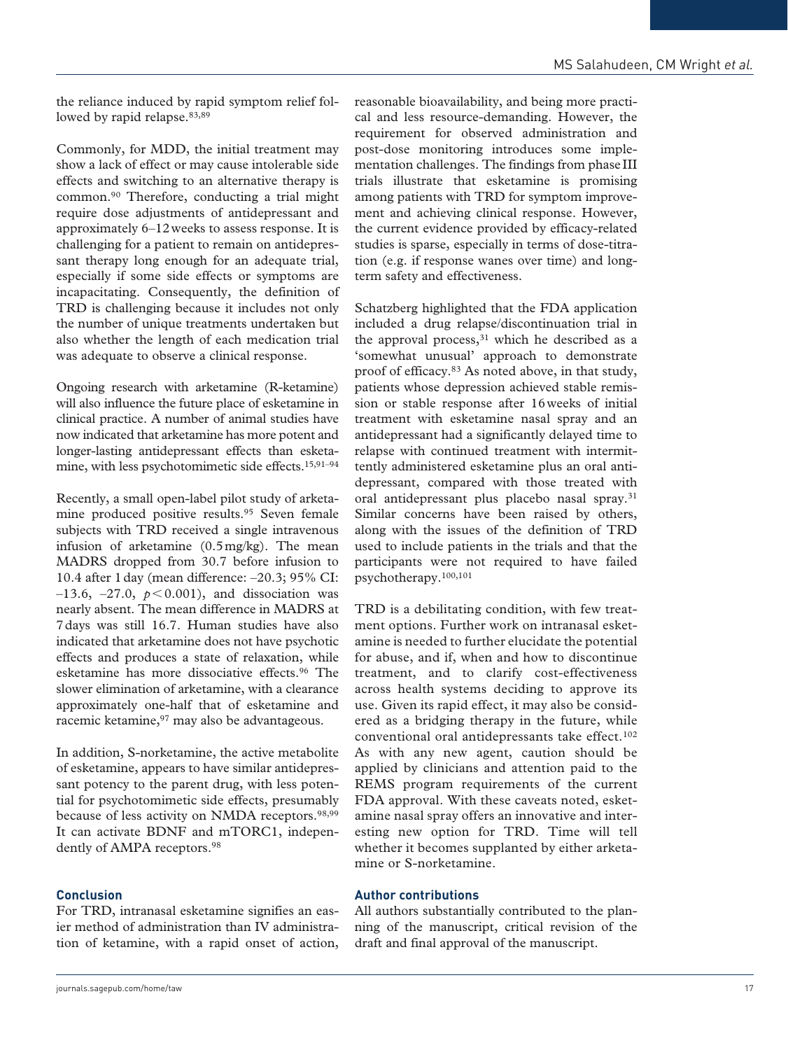the reliance induced by rapid symptom relief followed by rapid relapse.[83,89]

Commonly, for MDD, the initial treatment may show a lack of effect or may cause intolerable side effects and switching to an alternative therapy is common.[90] Therefore, conducting a trial might require dose adjustments of antidepressant and approximately 6–12 weeks to assess response. It is challenging for a patient to remain on antidepressant therapy long enough for an adequate trial, especially if some side effects or symptoms are incapacitating. Consequently, the definition of TRD is challenging because it includes not only the number of unique treatments undertaken but also whether the length of each medication trial was adequate to observe a clinical response.

Ongoing research with arketamine (R-ketamine) will also influence the future place of esketamine in clinical practice. A number of animal studies have now indicated that arketamine has more potent and longer-lasting antidepressant effects than esketamine, with less psychotomimetic side effects.[15,91–94]

Recently, a small open-label pilot study of arketamine produced positive results.[95] Seven female subjects with TRD received a single intravenous infusion of arketamine (0.5 mg/kg). The mean MADRS dropped from 30.7 before infusion to 10.4 after 1 day (mean difference: –20.3; 95% CI: –13.6, –27.0, $p < 0.001$), and dissociation was nearly absent. The mean difference in MADRS at 7 days was still 16.7. Human studies have also indicated that arketamine does not have psychotic effects and produces a state of relaxation, while esketamine has more dissociative effects.[96] The slower elimination of arketamine, with a clearance approximately one-half that of esketamine and racemic ketamine,[97] may also be advantageous.

In addition, S-norketamine, the active metabolite of esketamine, appears to have similar antidepressant potency to the parent drug, with less potential for psychotomimetic side effects, presumably because of less activity on NMDA receptors.[98,99] It can activate BDNF and mTORC1, independently of AMPA receptors.[98]

## Conclusion

For TRD, intranasal esketamine signifies an easier method of administration than IV administration of ketamine, with a rapid onset of action, reasonable bioavailability, and being more practical and less resource-demanding. However, the requirement for observed administration and post-dose monitoring introduces some implementation challenges. The findings from phase III trials illustrate that esketamine is promising among patients with TRD for symptom improvement and achieving clinical response. However, the current evidence provided by efficacy-related studies is sparse, especially in terms of dose-titration (e.g. if response wanes over time) and long-term safety and effectiveness.

Schatzberg highlighted that the FDA application included a drug relapse/discontinuation trial in the approval process,[31] which he described as a 'somewhat unusual' approach to demonstrate proof of efficacy.[83] As noted above, in that study, patients whose depression achieved stable remission or stable response after 16 weeks of initial treatment with esketamine nasal spray and an antidepressant had a significantly delayed time to relapse with continued treatment with intermittently administered esketamine plus an oral antidepressant, compared with those treated with oral antidepressant plus placebo nasal spray.[31] Similar concerns have been raised by others, along with the issues of the definition of TRD used to include patients in the trials and that the participants were not required to have failed psychotherapy.[100,101]

TRD is a debilitating condition, with few treatment options. Further work on intranasal esketamine is needed to further elucidate the potential for abuse, and if, when and how to discontinue treatment, and to clarify cost-effectiveness across health systems deciding to approve its use. Given its rapid effect, it may also be considered as a bridging therapy in the future, while conventional oral antidepressants take effect.[102] As with any new agent, caution should be applied by clinicians and attention paid to the REMS program requirements of the current FDA approval. With these caveats noted, esketamine nasal spray offers an innovative and interesting new option for TRD. Time will tell whether it becomes supplanted by either arketamine or S-norketamine.

## Author contributions

All authors substantially contributed to the planning of the manuscript, critical revision of the draft and final approval of the manuscript.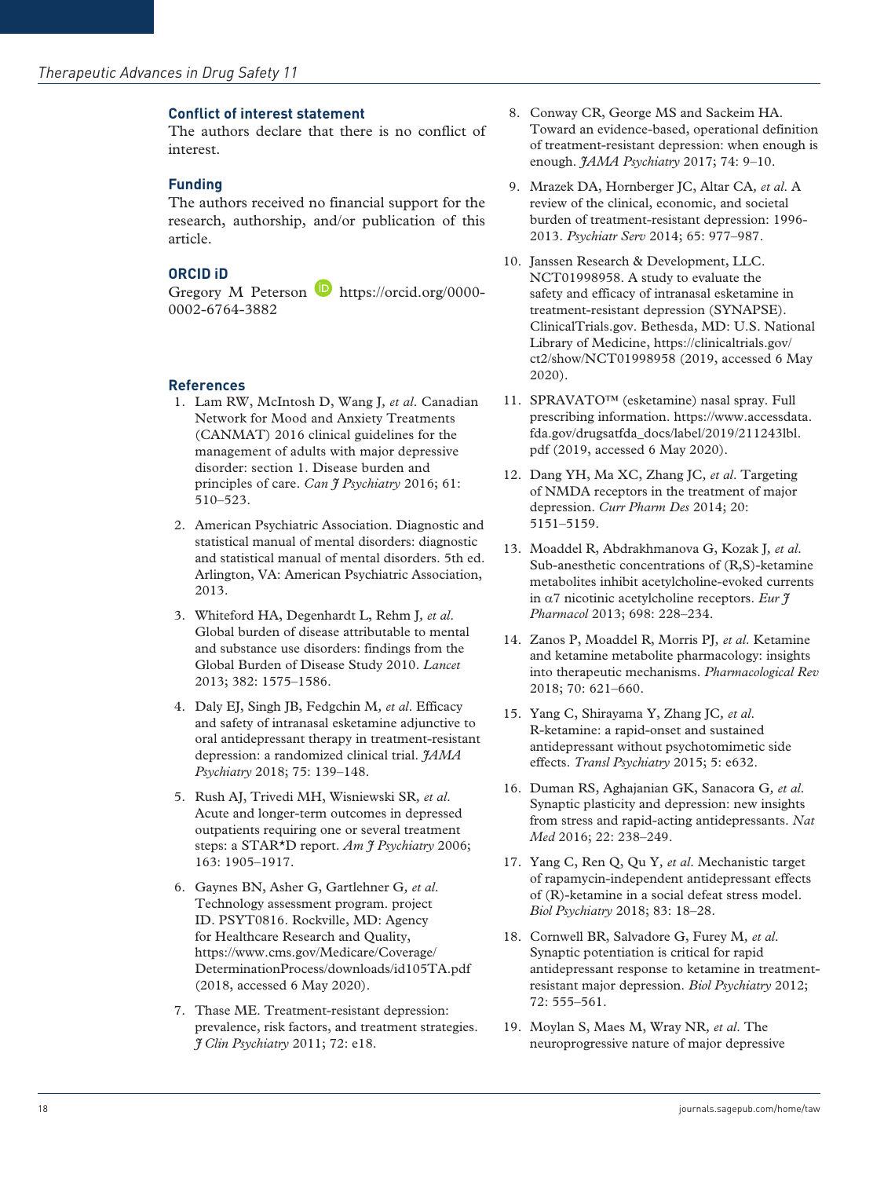## Conflict of interest statement

The authors declare that there is no conflict of interest.

## Funding

The authors received no financial support for the research, authorship, and/or publication of this article.

## ORCID iD

Gregory M Peterson https://orcid.org/0000-0002-6764-3882

## References

1. Lam RW, McIntosh D, Wang J, *et al*. Canadian Network for Mood and Anxiety Treatments (CANMAT) 2016 clinical guidelines for the management of adults with major depressive disorder: section 1. Disease burden and principles of care. *Can J Psychiatry* 2016; 61: 510–523.
2. American Psychiatric Association. Diagnostic and statistical manual of mental disorders: diagnostic and statistical manual of mental disorders. 5th ed. Arlington, VA: American Psychiatric Association, 2013.
3. Whiteford HA, Degenhardt L, Rehm J, *et al*. Global burden of disease attributable to mental and substance use disorders: findings from the Global Burden of Disease Study 2010. *Lancet* 2013; 382: 1575–1586.
4. Daly EJ, Singh JB, Fedgchin M, *et al*. Efficacy and safety of intranasal esketamine adjunctive to oral antidepressant therapy in treatment-resistant depression: a randomized clinical trial. *JAMA Psychiatry* 2018; 75: 139–148.
5. Rush AJ, Trivedi MH, Wisniewski SR, *et al*. Acute and longer-term outcomes in depressed outpatients requiring one or several treatment steps: a STAR*D report. *Am J Psychiatry* 2006; 163: 1905–1917.
6. Gaynes BN, Asher G, Gartlehner G, *et al*. Technology assessment program. project ID. PSYT0816. Rockville, MD: Agency for Healthcare Research and Quality, https://www.cms.gov/Medicare/Coverage/DeterminationProcess/downloads/id105TA.pdf (2018, accessed 6 May 2020).
7. Thase ME. Treatment-resistant depression: prevalence, risk factors, and treatment strategies. *J Clin Psychiatry* 2011; 72: e18.
8. Conway CR, George MS and Sackeim HA. Toward an evidence-based, operational definition of treatment-resistant depression: when enough is enough. *JAMA Psychiatry* 2017; 74: 9–10.
9. Mrazek DA, Hornberger JC, Altar CA, *et al*. A review of the clinical, economic, and societal burden of treatment-resistant depression: 1996-2013. *Psychiatr Serv* 2014; 65: 977–987.
10. Janssen Research & Development, LLC. NCT01998958. A study to evaluate the safety and efficacy of intranasal esketamine in treatment-resistant depression (SYNAPSE). ClinicalTrials.gov. Bethesda, MD: U.S. National Library of Medicine, https://clinicaltrials.gov/ct2/show/NCT01998958 (2019, accessed 6 May 2020).
11. SPRAVATO™ (esketamine) nasal spray. Full prescribing information. https://www.accessdata.fda.gov/drugsatfda_docs/label/2019/211243lbl.pdf (2019, accessed 6 May 2020).
12. Dang YH, Ma XC, Zhang JC, *et al*. Targeting of NMDA receptors in the treatment of major depression. *Curr Pharm Des* 2014; 20: 5151–5159.
13. Moaddel R, Abdrakhmanova G, Kozak J, *et al*. Sub-anesthetic concentrations of (R,S)-ketamine metabolites inhibit acetylcholine-evoked currents in α7 nicotinic acetylcholine receptors. *Eur J Pharmacol* 2013; 698: 228–234.
14. Zanos P, Moaddel R, Morris PJ, *et al*. Ketamine and ketamine metabolite pharmacology: insights into therapeutic mechanisms. *Pharmacological Rev* 2018; 70: 621–660.
15. Yang C, Shirayama Y, Zhang JC, *et al*. R-ketamine: a rapid-onset and sustained antidepressant without psychotomimetic side effects. *Transl Psychiatry* 2015; 5: e632.
16. Duman RS, Aghajanian GK, Sanacora G, *et al*. Synaptic plasticity and depression: new insights from stress and rapid-acting antidepressants. *Nat Med* 2016; 22: 238–249.
17. Yang C, Ren Q, Qu Y, *et al*. Mechanistic target of rapamycin-independent antidepressant effects of (R)-ketamine in a social defeat stress model. *Biol Psychiatry* 2018; 83: 18–28.
18. Cornwell BR, Salvadore G, Furey M, *et al*. Synaptic potentiation is critical for rapid antidepressant response to ketamine in treatment-resistant major depression. *Biol Psychiatry* 2012; 72: 555–561.
19. Moylan S, Maes M, Wray NR, *et al*. The neuroprogressive nature of major depressive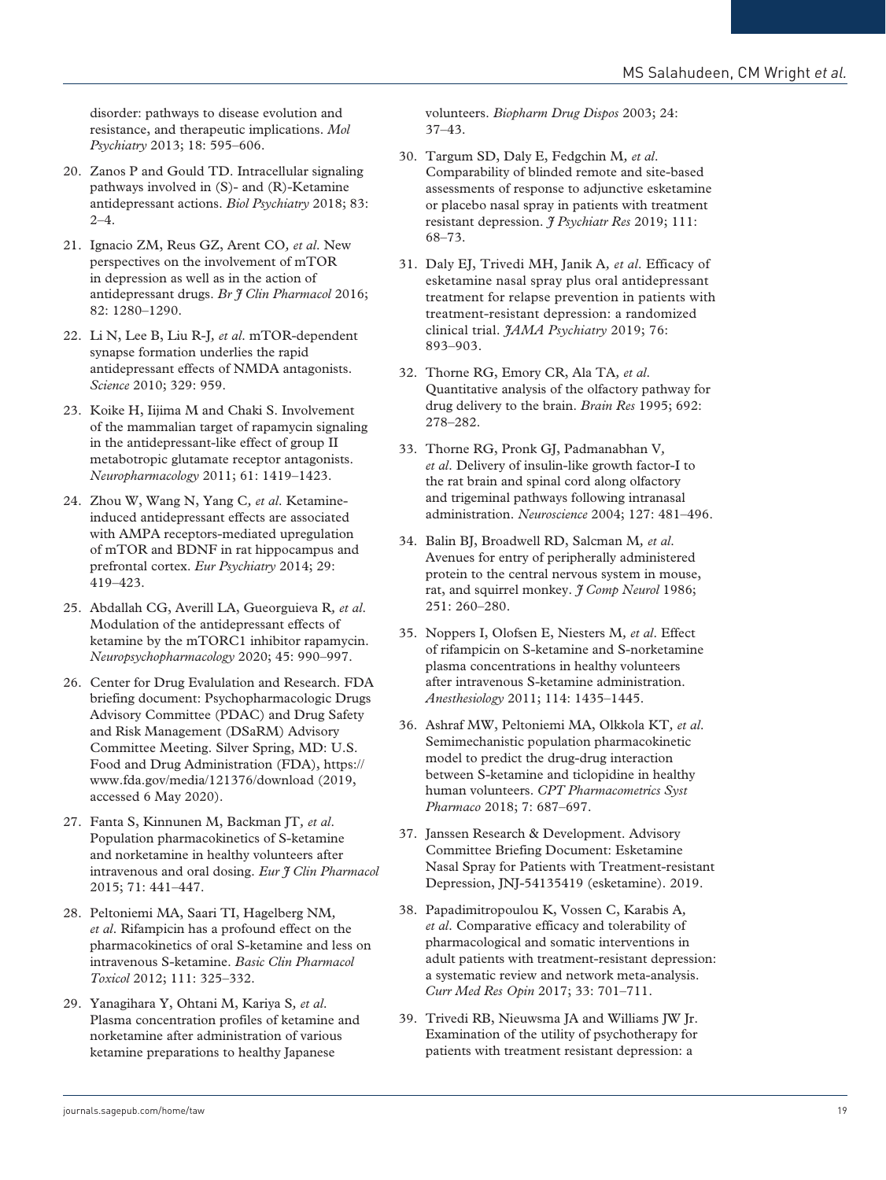disorder: pathways to disease evolution and resistance, and therapeutic implications. *Mol Psychiatry* 2013; 18: 595–606.

20. Zanos P and Gould TD. Intracellular signaling pathways involved in (S)- and (R)-Ketamine antidepressant actions. *Biol Psychiatry* 2018; 83: 2–4.

21. Ignacio ZM, Reus GZ, Arent CO, *et al*. New perspectives on the involvement of mTOR in depression as well as in the action of antidepressant drugs. *Br J Clin Pharmacol* 2016; 82: 1280–1290.

22. Li N, Lee B, Liu R-J, *et al*. mTOR-dependent synapse formation underlies the rapid antidepressant effects of NMDA antagonists. *Science* 2010; 329: 959.

23. Koike H, Iijima M and Chaki S. Involvement of the mammalian target of rapamycin signaling in the antidepressant-like effect of group II metabotropic glutamate receptor antagonists. *Neuropharmacology* 2011; 61: 1419–1423.

24. Zhou W, Wang N, Yang C, *et al*. Ketamine-induced antidepressant effects are associated with AMPA receptors-mediated upregulation of mTOR and BDNF in rat hippocampus and prefrontal cortex. *Eur Psychiatry* 2014; 29: 419–423.

25. Abdallah CG, Averill LA, Gueorguieva R, *et al*. Modulation of the antidepressant effects of ketamine by the mTORC1 inhibitor rapamycin. *Neuropsychopharmacology* 2020; 45: 990–997.

26. Center for Drug Evalulation and Research. FDA briefing document: Psychopharmacologic Drugs Advisory Committee (PDAC) and Drug Safety and Risk Management (DSaRM) Advisory Committee Meeting. Silver Spring, MD: U.S. Food and Drug Administration (FDA), https://www.fda.gov/media/121376/download (2019, accessed 6 May 2020).

27. Fanta S, Kinnunen M, Backman JT, *et al*. Population pharmacokinetics of S-ketamine and norketamine in healthy volunteers after intravenous and oral dosing. *Eur J Clin Pharmacol* 2015; 71: 441–447.

28. Peltoniemi MA, Saari TI, Hagelberg NM, *et al*. Rifampicin has a profound effect on the pharmacokinetics of oral S-ketamine and less on intravenous S-ketamine. *Basic Clin Pharmacol Toxicol* 2012; 111: 325–332.

29. Yanagihara Y, Ohtani M, Kariya S, *et al*. Plasma concentration profiles of ketamine and norketamine after administration of various ketamine preparations to healthy Japanese volunteers. *Biopharm Drug Dispos* 2003; 24: 37–43.

30. Targum SD, Daly E, Fedgchin M, *et al*. Comparability of blinded remote and site-based assessments of response to adjunctive esketamine or placebo nasal spray in patients with treatment resistant depression. *J Psychiatr Res* 2019; 111: 68–73.

31. Daly EJ, Trivedi MH, Janik A, *et al*. Efficacy of esketamine nasal spray plus oral antidepressant treatment for relapse prevention in patients with treatment-resistant depression: a randomized clinical trial. *JAMA Psychiatry* 2019; 76: 893–903.

32. Thorne RG, Emory CR, Ala TA, *et al*. Quantitative analysis of the olfactory pathway for drug delivery to the brain. *Brain Res* 1995; 692: 278–282.

33. Thorne RG, Pronk GJ, Padmanabhan V, *et al*. Delivery of insulin-like growth factor-I to the rat brain and spinal cord along olfactory and trigeminal pathways following intranasal administration. *Neuroscience* 2004; 127: 481–496.

34. Balin BJ, Broadwell RD, Salcman M, *et al*. Avenues for entry of peripherally administered protein to the central nervous system in mouse, rat, and squirrel monkey. *J Comp Neurol* 1986; 251: 260–280.

35. Noppers I, Olofsen E, Niesters M, *et al*. Effect of rifampicin on S-ketamine and S-norketamine plasma concentrations in healthy volunteers after intravenous S-ketamine administration. *Anesthesiology* 2011; 114: 1435–1445.

36. Ashraf MW, Peltoniemi MA, Olkkola KT, *et al*. Semimechanistic population pharmacokinetic model to predict the drug-drug interaction between S-ketamine and ticlopidine in healthy human volunteers. *CPT Pharmacometrics Syst Pharmaco* 2018; 7: 687–697.

37. Janssen Research & Development. Advisory Committee Briefing Document: Esketamine Nasal Spray for Patients with Treatment-resistant Depression, JNJ-54135419 (esketamine). 2019.

38. Papadimitropoulou K, Vossen C, Karabis A, *et al*. Comparative efficacy and tolerability of pharmacological and somatic interventions in adult patients with treatment-resistant depression: a systematic review and network meta-analysis. *Curr Med Res Opin* 2017; 33: 701–711.

39. Trivedi RB, Nieuwsma JA and Williams JW Jr. Examination of the utility of psychotherapy for patients with treatment resistant depression: a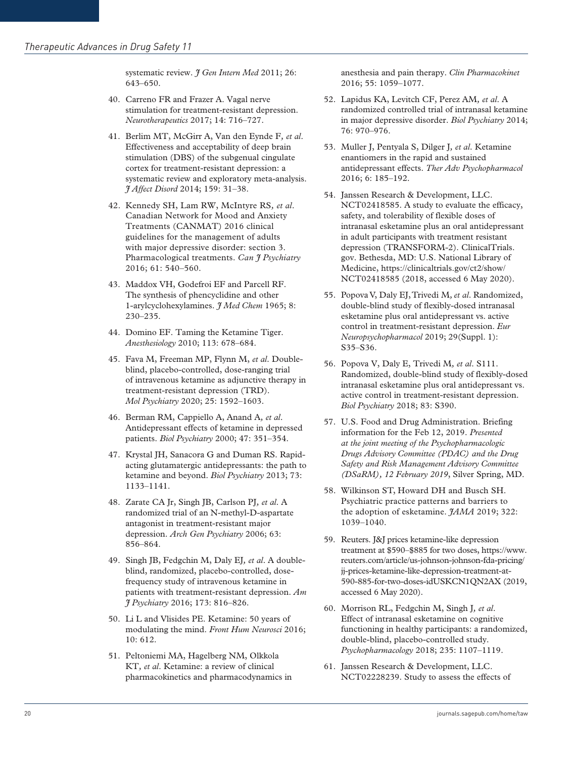systematic review. *J Gen Intern Med* 2011; 26: 643–650.

40. Carreno FR and Frazer A. Vagal nerve stimulation for treatment-resistant depression. *Neurotherapeutics* 2017; 14: 716–727.
41. Berlim MT, McGirr A, Van den Eynde F, *et al*. Effectiveness and acceptability of deep brain stimulation (DBS) of the subgenual cingulate cortex for treatment-resistant depression: a systematic review and exploratory meta-analysis. *J Affect Disord* 2014; 159: 31–38.
42. Kennedy SH, Lam RW, McIntyre RS, *et al*. Canadian Network for Mood and Anxiety Treatments (CANMAT) 2016 clinical guidelines for the management of adults with major depressive disorder: section 3. Pharmacological treatments. *Can J Psychiatry* 2016; 61: 540–560.
43. Maddox VH, Godefroi EF and Parcell RF. The synthesis of phencyclidine and other 1-arylcyclohexylamines. *J Med Chem* 1965; 8: 230–235.
44. Domino EF. Taming the Ketamine Tiger. *Anesthesiology* 2010; 113: 678–684.
45. Fava M, Freeman MP, Flynn M, *et al*. Double-blind, placebo-controlled, dose-ranging trial of intravenous ketamine as adjunctive therapy in treatment-resistant depression (TRD). *Mol Psychiatry* 2020; 25: 1592–1603.
46. Berman RM, Cappiello A, Anand A, *et al*. Antidepressant effects of ketamine in depressed patients. *Biol Psychiatry* 2000; 47: 351–354.
47. Krystal JH, Sanacora G and Duman RS. Rapid-acting glutamatergic antidepressants: the path to ketamine and beyond. *Biol Psychiatry* 2013; 73: 1133–1141.
48. Zarate CA Jr, Singh JB, Carlson PJ, *et al*. A randomized trial of an N-methyl-D-aspartate antagonist in treatment-resistant major depression. *Arch Gen Psychiatry* 2006; 63: 856–864.
49. Singh JB, Fedgchin M, Daly EJ, *et al*. A double-blind, randomized, placebo-controlled, dose-frequency study of intravenous ketamine in patients with treatment-resistant depression. *Am J Psychiatry* 2016; 173: 816–826.
50. Li L and Vlisides PE. Ketamine: 50 years of modulating the mind. *Front Hum Neurosci* 2016; 10: 612.
51. Peltoniemi MA, Hagelberg NM, Olkkola KT, *et al*. Ketamine: a review of clinical pharmacokinetics and pharmacodynamics in anesthesia and pain therapy. *Clin Pharmacokinet* 2016; 55: 1059–1077.
52. Lapidus KA, Levitch CF, Perez AM, *et al*. A randomized controlled trial of intranasal ketamine in major depressive disorder. *Biol Psychiatry* 2014; 76: 970–976.
53. Muller J, Pentyala S, Dilger J, *et al*. Ketamine enantiomers in the rapid and sustained antidepressant effects. *Ther Adv Psychopharmacol* 2016; 6: 185–192.
54. Janssen Research & Development, LLC. NCT02418585. A study to evaluate the efficacy, safety, and tolerability of flexible doses of intranasal esketamine plus an oral antidepressant in adult participants with treatment resistant depression (TRANSFORM-2). ClinicalTrials.gov. Bethesda, MD: U.S. National Library of Medicine, https://clinicaltrials.gov/ct2/show/NCT02418585 (2018, accessed 6 May 2020).
55. Popova V, Daly EJ, Trivedi M, *et al*. Randomized, double-blind study of flexibly-dosed intranasal esketamine plus oral antidepressant vs. active control in treatment-resistant depression. *Eur Neuropsychopharmacol* 2019; 29(Suppl. 1): S35–S36.
56. Popova V, Daly E, Trivedi M, *et al*. S111. Randomized, double-blind study of flexibly-dosed intranasal esketamine plus oral antidepressant vs. active control in treatment-resistant depression. *Biol Psychiatry* 2018; 83: S390.
57. U.S. Food and Drug Administration. Briefing information for the Feb 12, 2019. *Presented at the joint meeting of the Psychopharmacologic Drugs Advisory Committee (PDAC) and the Drug Safety and Risk Management Advisory Committee (DSaRM), 12 February 2019*, Silver Spring, MD.
58. Wilkinson ST, Howard DH and Busch SH. Psychiatric practice patterns and barriers to the adoption of esketamine. *JAMA* 2019; 322: 1039–1040.
59. Reuters. J&J prices ketamine-like depression treatment at $590–$885 for two doses, https://www.reuters.com/article/us-johnson-johnson-fda-pricing/jj-prices-ketamine-like-depression-treatment-at-590-885-for-two-doses-idUSKCN1QN2AX (2019, accessed 6 May 2020).
60. Morrison RL, Fedgchin M, Singh J, *et al*. Effect of intranasal esketamine on cognitive functioning in healthy participants: a randomized, double-blind, placebo-controlled study. *Psychopharmacology* 2018; 235: 1107–1119.
61. Janssen Research & Development, LLC. NCT02228239. Study to assess the effects of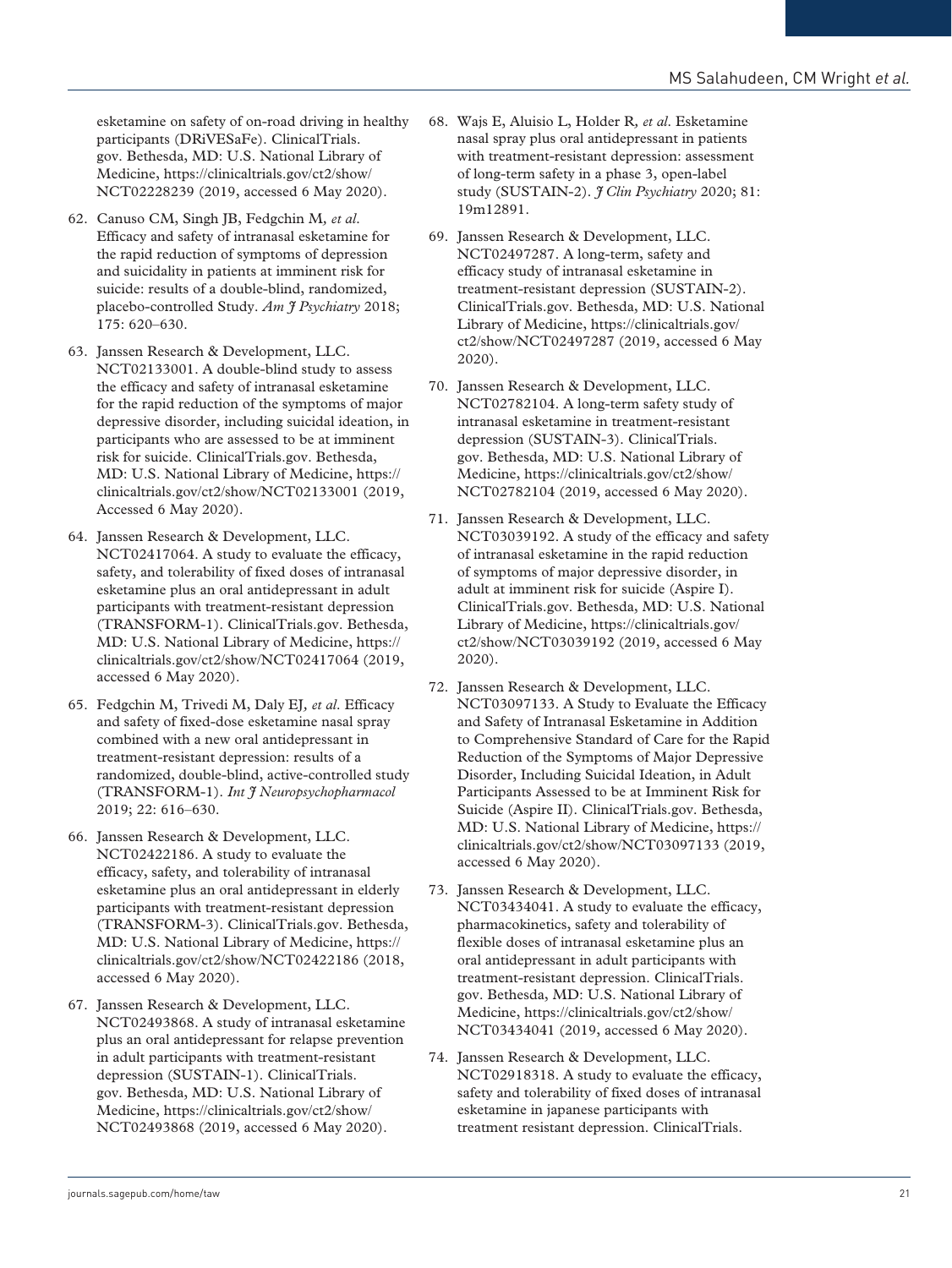esketamine on safety of on-road driving in healthy participants (DRiVESaFe). ClinicalTrials.gov. Bethesda, MD: U.S. National Library of Medicine, https://clinicaltrials.gov/ct2/show/NCT02228239 (2019, accessed 6 May 2020).

62. Canuso CM, Singh JB, Fedgchin M, *et al*. Efficacy and safety of intranasal esketamine for the rapid reduction of symptoms of depression and suicidality in patients at imminent risk for suicide: results of a double-blind, randomized, placebo-controlled Study. *Am J Psychiatry* 2018; 175: 620–630.

63. Janssen Research & Development, LLC. NCT02133001. A double-blind study to assess the efficacy and safety of intranasal esketamine for the rapid reduction of the symptoms of major depressive disorder, including suicidal ideation, in participants who are assessed to be at imminent risk for suicide. ClinicalTrials.gov. Bethesda, MD: U.S. National Library of Medicine, https://clinicaltrials.gov/ct2/show/NCT02133001 (2019, Accessed 6 May 2020).

64. Janssen Research & Development, LLC. NCT02417064. A study to evaluate the efficacy, safety, and tolerability of fixed doses of intranasal esketamine plus an oral antidepressant in adult participants with treatment-resistant depression (TRANSFORM-1). ClinicalTrials.gov. Bethesda, MD: U.S. National Library of Medicine, https://clinicaltrials.gov/ct2/show/NCT02417064 (2019, accessed 6 May 2020).

65. Fedgchin M, Trivedi M, Daly EJ, *et al*. Efficacy and safety of fixed-dose esketamine nasal spray combined with a new oral antidepressant in treatment-resistant depression: results of a randomized, double-blind, active-controlled study (TRANSFORM-1). *Int J Neuropsychopharmacol* 2019; 22: 616–630.

66. Janssen Research & Development, LLC. NCT02422186. A study to evaluate the efficacy, safety, and tolerability of intranasal esketamine plus an oral antidepressant in elderly participants with treatment-resistant depression (TRANSFORM-3). ClinicalTrials.gov. Bethesda, MD: U.S. National Library of Medicine, https://clinicaltrials.gov/ct2/show/NCT02422186 (2018, accessed 6 May 2020).

67. Janssen Research & Development, LLC. NCT02493868. A study of intranasal esketamine plus an oral antidepressant for relapse prevention in adult participants with treatment-resistant depression (SUSTAIN-1). ClinicalTrials.gov. Bethesda, MD: U.S. National Library of Medicine, https://clinicaltrials.gov/ct2/show/NCT02493868 (2019, accessed 6 May 2020).

68. Wajs E, Aluisio L, Holder R, *et al*. Esketamine nasal spray plus oral antidepressant in patients with treatment-resistant depression: assessment of long-term safety in a phase 3, open-label study (SUSTAIN-2). *J Clin Psychiatry* 2020; 81: 19m12891.

69. Janssen Research & Development, LLC. NCT02497287. A long-term, safety and efficacy study of intranasal esketamine in treatment-resistant depression (SUSTAIN-2). ClinicalTrials.gov. Bethesda, MD: U.S. National Library of Medicine, https://clinicaltrials.gov/ct2/show/NCT02497287 (2019, accessed 6 May 2020).

70. Janssen Research & Development, LLC. NCT02782104. A long-term safety study of intranasal esketamine in treatment-resistant depression (SUSTAIN-3). ClinicalTrials.gov. Bethesda, MD: U.S. National Library of Medicine, https://clinicaltrials.gov/ct2/show/NCT02782104 (2019, accessed 6 May 2020).

71. Janssen Research & Development, LLC. NCT03039192. A study of the efficacy and safety of intranasal esketamine in the rapid reduction of symptoms of major depressive disorder, in adult at imminent risk for suicide (Aspire I). ClinicalTrials.gov. Bethesda, MD: U.S. National Library of Medicine, https://clinicaltrials.gov/ct2/show/NCT03039192 (2019, accessed 6 May 2020).

72. Janssen Research & Development, LLC. NCT03097133. A Study to Evaluate the Efficacy and Safety of Intranasal Esketamine in Addition to Comprehensive Standard of Care for the Rapid Reduction of the Symptoms of Major Depressive Disorder, Including Suicidal Ideation, in Adult Participants Assessed to be at Imminent Risk for Suicide (Aspire II). ClinicalTrials.gov. Bethesda, MD: U.S. National Library of Medicine, https://clinicaltrials.gov/ct2/show/NCT03097133 (2019, accessed 6 May 2020).

73. Janssen Research & Development, LLC. NCT03434041. A study to evaluate the efficacy, pharmacokinetics, safety and tolerability of flexible doses of intranasal esketamine plus an oral antidepressant in adult participants with treatment-resistant depression. ClinicalTrials.gov. Bethesda, MD: U.S. National Library of Medicine, https://clinicaltrials.gov/ct2/show/NCT03434041 (2019, accessed 6 May 2020).

74. Janssen Research & Development, LLC. NCT02918318. A study to evaluate the efficacy, safety and tolerability of fixed doses of intranasal esketamine in japanese participants with treatment resistant depression. ClinicalTrials.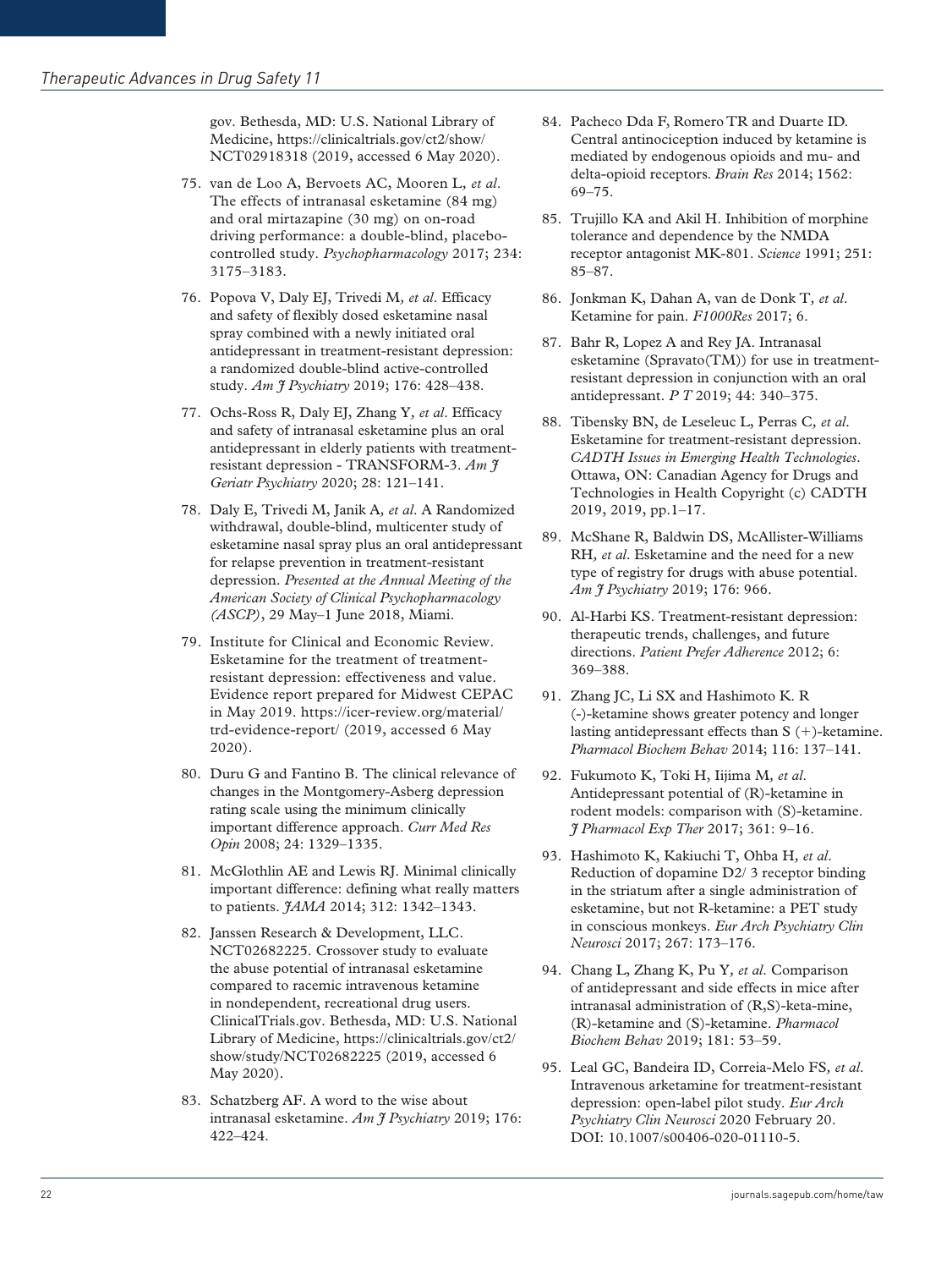gov. Bethesda, MD: U.S. National Library of Medicine, https://clinicaltrials.gov/ct2/show/NCT02918318 (2019, accessed 6 May 2020).

75. van de Loo A, Bervoets AC, Mooren L, *et al*. The effects of intranasal esketamine (84 mg) and oral mirtazapine (30 mg) on on-road driving performance: a double-blind, placebo-controlled study. *Psychopharmacology* 2017; 234: 3175–3183.

76. Popova V, Daly EJ, Trivedi M, *et al*. Efficacy and safety of flexibly dosed esketamine nasal spray combined with a newly initiated oral antidepressant in treatment-resistant depression: a randomized double-blind active-controlled study. *Am J Psychiatry* 2019; 176: 428–438.

77. Ochs-Ross R, Daly EJ, Zhang Y, *et al*. Efficacy and safety of intranasal esketamine plus an oral antidepressant in elderly patients with treatment-resistant depression - TRANSFORM-3. *Am J Geriatr Psychiatry* 2020; 28: 121–141.

78. Daly E, Trivedi M, Janik A, *et al*. A Randomized withdrawal, double-blind, multicenter study of esketamine nasal spray plus an oral antidepressant for relapse prevention in treatment-resistant depression. *Presented at the Annual Meeting of the American Society of Clinical Psychopharmacology (ASCP)*, 29 May–1 June 2018, Miami.

79. Institute for Clinical and Economic Review. Esketamine for the treatment of treatment-resistant depression: effectiveness and value. Evidence report prepared for Midwest CEPAC in May 2019. https://icer-review.org/material/trd-evidence-report/ (2019, accessed 6 May 2020).

80. Duru G and Fantino B. The clinical relevance of changes in the Montgomery-Asberg depression rating scale using the minimum clinically important difference approach. *Curr Med Res Opin* 2008; 24: 1329–1335.

81. McGlothlin AE and Lewis RJ. Minimal clinically important difference: defining what really matters to patients. *JAMA* 2014; 312: 1342–1343.

82. Janssen Research & Development, LLC. NCT02682225. Crossover study to evaluate the abuse potential of intranasal esketamine compared to racemic intravenous ketamine in nondependent, recreational drug users. ClinicalTrials.gov. Bethesda, MD: U.S. National Library of Medicine, https://clinicaltrials.gov/ct2/show/study/NCT02682225 (2019, accessed 6 May 2020).

83. Schatzberg AF. A word to the wise about intranasal esketamine. *Am J Psychiatry* 2019; 176: 422–424.

84. Pacheco Dda F, Romero TR and Duarte ID. Central antinociception induced by ketamine is mediated by endogenous opioids and mu- and delta-opioid receptors. *Brain Res* 2014; 1562: 69–75.

85. Trujillo KA and Akil H. Inhibition of morphine tolerance and dependence by the NMDA receptor antagonist MK-801. *Science* 1991; 251: 85–87.

86. Jonkman K, Dahan A, van de Donk T, *et al*. Ketamine for pain. *F1000Res* 2017; 6.

87. Bahr R, Lopez A and Rey JA. Intranasal esketamine (Spravato(TM)) for use in treatment-resistant depression in conjunction with an oral antidepressant. *P T* 2019; 44: 340–375.

88. Tibensky BN, de Leseleuc L, Perras C, *et al*. Esketamine for treatment-resistant depression. *CADTH Issues in Emerging Health Technologies*. Ottawa, ON: Canadian Agency for Drugs and Technologies in Health Copyright (c) CADTH 2019, 2019, pp.1–17.

89. McShane R, Baldwin DS, McAllister-Williams RH, *et al*. Esketamine and the need for a new type of registry for drugs with abuse potential. *Am J Psychiatry* 2019; 176: 966.

90. Al-Harbi KS. Treatment-resistant depression: therapeutic trends, challenges, and future directions. *Patient Prefer Adherence* 2012; 6: 369–388.

91. Zhang JC, Li SX and Hashimoto K. R (-)-ketamine shows greater potency and longer lasting antidepressant effects than S (+)-ketamine. *Pharmacol Biochem Behav* 2014; 116: 137–141.

92. Fukumoto K, Toki H, Iijima M, *et al*. Antidepressant potential of (R)-ketamine in rodent models: comparison with (S)-ketamine. *J Pharmacol Exp Ther* 2017; 361: 9–16.

93. Hashimoto K, Kakiuchi T, Ohba H, *et al*. Reduction of dopamine D2/ 3 receptor binding in the striatum after a single administration of esketamine, but not R-ketamine: a PET study in conscious monkeys. *Eur Arch Psychiatry Clin Neurosci* 2017; 267: 173–176.

94. Chang L, Zhang K, Pu Y, *et al*. Comparison of antidepressant and side effects in mice after intranasal administration of (R,S)-keta-mine, (R)-ketamine and (S)-ketamine. *Pharmacol Biochem Behav* 2019; 181: 53–59.

95. Leal GC, Bandeira ID, Correia-Melo FS, *et al*. Intravenous arketamine for treatment-resistant depression: open-label pilot study. *Eur Arch Psychiatry Clin Neurosci* 2020 February 20. DOI: 10.1007/s00406-020-01110-5.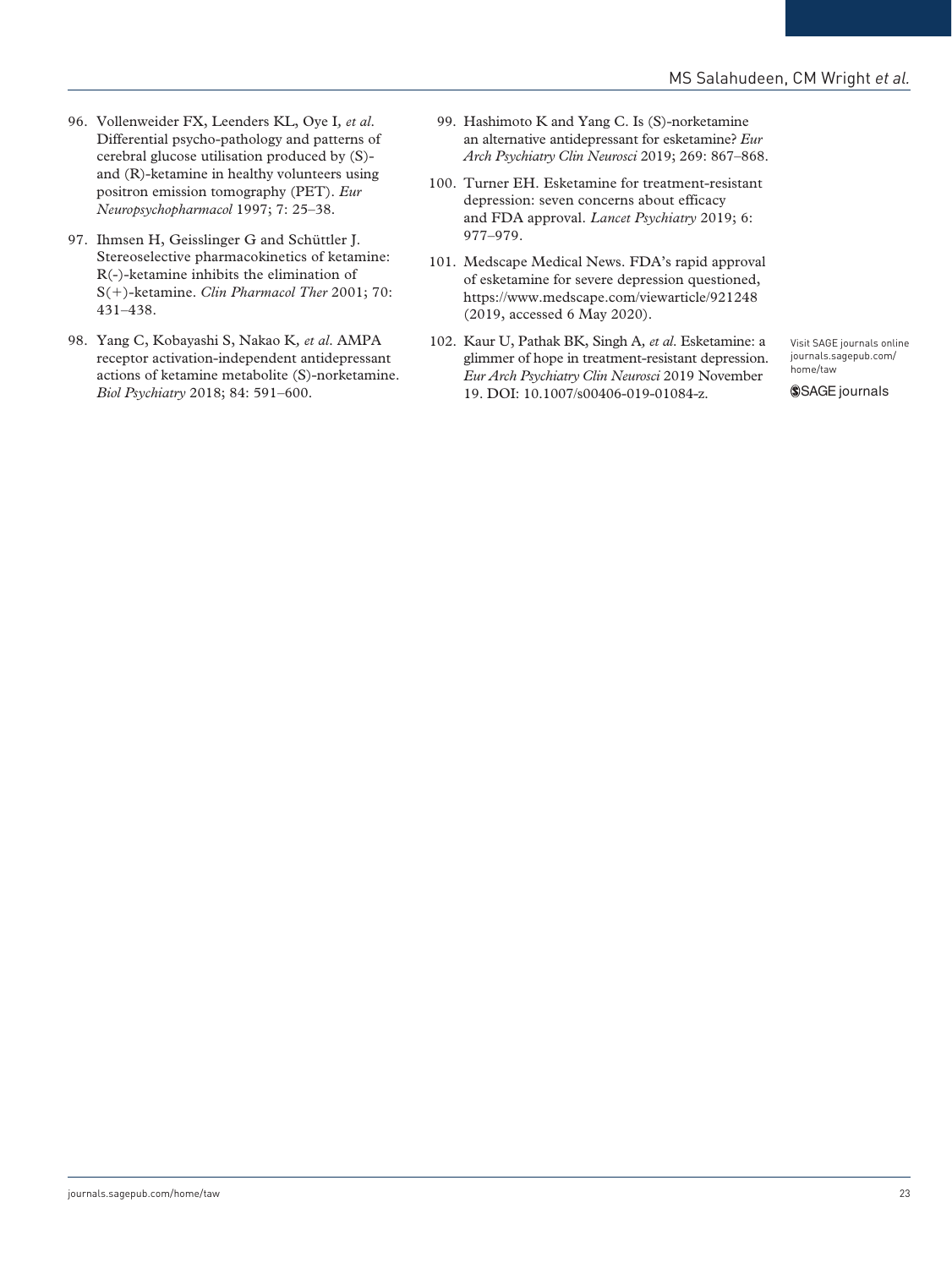96. Vollenweider FX, Leenders KL, Oye I, *et al*. Differential psycho-pathology and patterns of cerebral glucose utilisation produced by (S)- and (R)-ketamine in healthy volunteers using positron emission tomography (PET). *Eur Neuropsychopharmacol* 1997; 7: 25–38.

97. Ihmsen H, Geisslinger G and Schüttler J. Stereoselective pharmacokinetics of ketamine: R(-)-ketamine inhibits the elimination of S(+)-ketamine. *Clin Pharmacol Ther* 2001; 70: 431–438.

98. Yang C, Kobayashi S, Nakao K, *et al*. AMPA receptor activation-independent antidepressant actions of ketamine metabolite (S)-norketamine. *Biol Psychiatry* 2018; 84: 591–600.

99. Hashimoto K and Yang C. Is (S)-norketamine an alternative antidepressant for esketamine? *Eur Arch Psychiatry Clin Neurosci* 2019; 269: 867–868.

100. Turner EH. Esketamine for treatment-resistant depression: seven concerns about efficacy and FDA approval. *Lancet Psychiatry* 2019; 6: 977–979.

101. Medscape Medical News. FDA's rapid approval of esketamine for severe depression questioned, https://www.medscape.com/viewarticle/921248 (2019, accessed 6 May 2020).

102. Kaur U, Pathak BK, Singh A, *et al*. Esketamine: a glimmer of hope in treatment-resistant depression. *Eur Arch Psychiatry Clin Neurosci* 2019 November 19. DOI: 10.1007/s00406-019-01084-z.

Visit SAGE journals online journals.sagepub.com/home/taw

SAGE journals